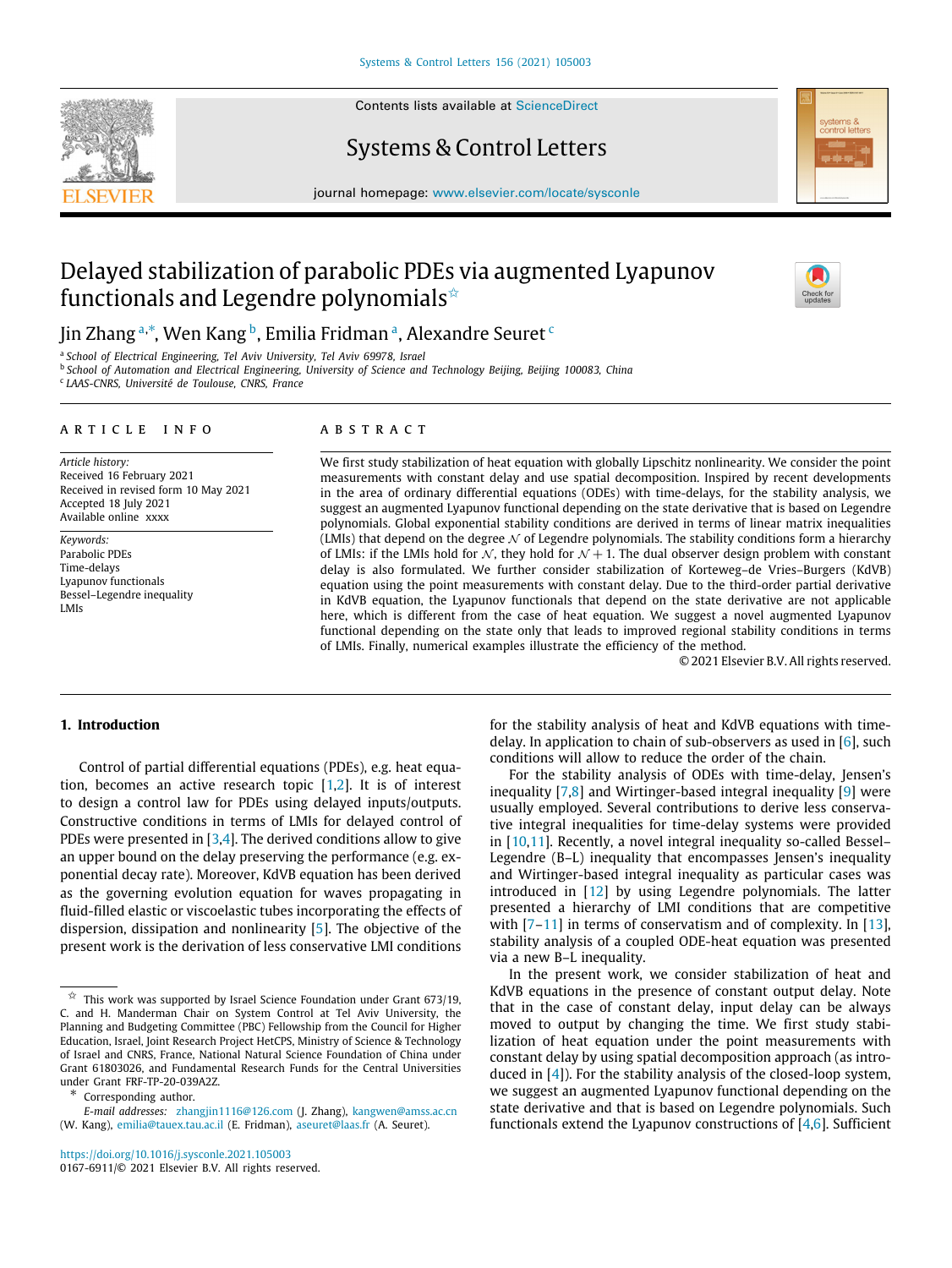# Delayed stabilization of parabolic PDEs via augmented Lyapunov functionals and Legendre polynomials[☆]

Jin Zhang [a,*], Wen Kang [b], Emilia Fridman [a], Alexandre Seuret [c]

[a] School of Electrical Engineering, Tel Aviv University, Tel Aviv 69978, Israel
[b] School of Automation and Electrical Engineering, University of Science and Technology Beijing, Beijing 100083, China
[c] LAAS-CNRS, Université de Toulouse, CNRS, France

## ARTICLE INFO

*Article history:*
Received 16 February 2021
Received in revised form 10 May 2021
Accepted 18 July 2021
Available online xxxx

*Keywords:*
Parabolic PDEs
Time-delays
Lyapunov functionals
Bessel–Legendre inequality
LMIs

## ABSTRACT

We first study stabilization of heat equation with globally Lipschitz nonlinearity. We consider the point measurements with constant delay and use spatial decomposition. Inspired by recent developments in the area of ordinary differential equations (ODEs) with time-delays, for the stability analysis, we suggest an augmented Lyapunov functional depending on the state derivative that is based on Legendre polynomials. Global exponential stability conditions are derived in terms of linear matrix inequalities (LMIs) that depend on the degree $\mathcal{N}$ of Legendre polynomials. The stability conditions form a hierarchy of LMIs: if the LMIs hold for $\mathcal{N}$, they hold for $\mathcal{N}+1$. The dual observer design problem with constant delay is also formulated. We further consider stabilization of Korteweg–de Vries–Burgers (KdVB) equation using the point measurements with constant delay. Due to the third-order partial derivative in KdVB equation, the Lyapunov functionals that depend on the state derivative are not applicable here, which is different from the case of heat equation. We suggest a novel augmented Lyapunov functional depending on the state only that leads to improved regional stability conditions in terms of LMIs. Finally, numerical examples illustrate the efficiency of the method.

© 2021 Elsevier B.V. All rights reserved.

## 1. Introduction

Control of partial differential equations (PDEs), e.g. heat equation, becomes an active research topic [1,2]. It is of interest to design a control law for PDEs using delayed inputs/outputs. Constructive conditions in terms of LMIs for delayed control of PDEs were presented in [3,4]. The derived conditions allow to give an upper bound on the delay preserving the performance (e.g. exponential decay rate). Moreover, KdVB equation has been derived as the governing evolution equation for waves propagating in fluid-filled elastic or viscoelastic tubes incorporating the effects of dispersion, dissipation and nonlinearity [5]. The objective of the present work is the derivation of less conservative LMI conditions for the stability analysis of heat and KdVB equations with time-delay. In application to chain of sub-observers as used in [6], such conditions will allow to reduce the order of the chain.

For the stability analysis of ODEs with time-delay, Jensen's inequality [7,8] and Wirtinger-based integral inequality [9] were usually employed. Several contributions to derive less conservative integral inequalities for time-delay systems were provided in [10,11]. Recently, a novel integral inequality so-called Bessel–Legendre (B–L) inequality that encompasses Jensen's inequality and Wirtinger-based integral inequality as particular cases was introduced in [12] by using Legendre polynomials. The latter presented a hierarchy of LMI conditions that are competitive with [7–11] in terms of conservatism and of complexity. In [13], stability analysis of a coupled ODE-heat equation was presented via a new B–L inequality.

In the present work, we consider stabilization of heat and KdVB equations in the presence of constant output delay. Note that in the case of constant delay, input delay can be always moved to output by changing the time. We first study stabilization of heat equation under the point measurements with constant delay by using spatial decomposition approach (as introduced in [4]). For the stability analysis of the closed-loop system, we suggest an augmented Lyapunov functional depending on the state derivative and that is based on Legendre polynomials. Such functionals extend the Lyapunov constructions of [4,6]. Sufficient

---

☆ This work was supported by Israel Science Foundation under Grant 673/19, C. and H. Manderman Chair on System Control at Tel Aviv University, the Planning and Budgeting Committee (PBC) Fellowship from the Council for Higher Education, Israel, Joint Research Project HetCPS, Ministry of Science & Technology of Israel and CNRS, France, National Natural Science Foundation of China under Grant 61803026, and Fundamental Research Funds for the Central Universities under Grant FRF-TP-20-039A2Z.

\* Corresponding author.
*E-mail addresses:* zhangjin1116@126.com (J. Zhang), kangwen@amss.ac.cn (W. Kang), emilia@tauex.tau.ac.il (E. Fridman), aseuret@laas.fr (A. Seuret).

https://doi.org/10.1016/j.sysconle.2021.105003
0167-6911/© 2021 Elsevier B.V. All rights reserved.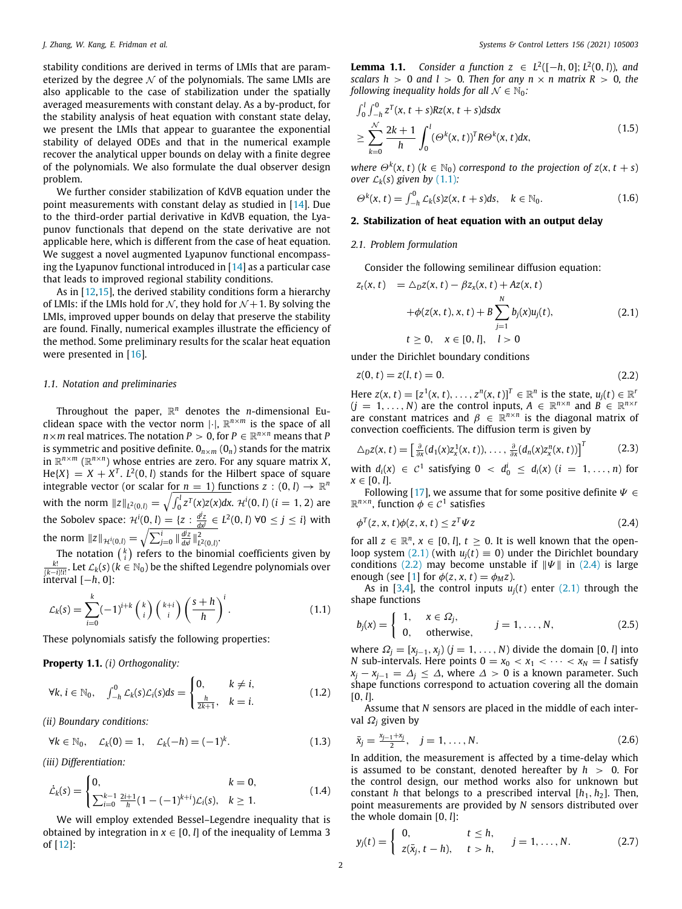stability conditions are derived in terms of LMIs that are parameterized by the degree $\mathcal{N}$ of the polynomials. The same LMIs are also applicable to the case of stabilization under the spatially averaged measurements with constant delay. As a by-product, for the stability analysis of heat equation with constant state delay, we present the LMIs that appear to guarantee the exponential stability of delayed ODEs and that in the numerical example recover the analytical upper bounds on delay with a finite degree of the polynomials. We also formulate the dual observer design problem.

We further consider stabilization of KdVB equation under the point measurements with constant delay as studied in [14]. Due to the third-order partial derivative in KdVB equation, the Lyapunov functionals that depend on the state derivative are not applicable here, which is different from the case of heat equation. We suggest a novel augmented Lyapunov functional encompassing the Lyapunov functional introduced in [14] as a particular case that leads to improved regional stability conditions.

As in [12,15], the derived stability conditions form a hierarchy of LMIs: if the LMIs hold for $\mathcal{N}$, they hold for $\mathcal{N}+1$. By solving the LMIs, improved upper bounds on delay that preserve the stability are found. Finally, numerical examples illustrate the efficiency of the method. Some preliminary results for the scalar heat equation were presented in [16].

### 1.1. Notation and preliminaries

Throughout the paper, $\mathbb{R}^n$ denotes the $n$-dimensional Euclidean space with the vector norm $|\cdot|$, $\mathbb{R}^{n\times m}$ is the space of all $n\times m$ real matrices. The notation $P>0$, for $P\in\mathbb{R}^{n\times n}$ means that $P$ is symmetric and positive definite. $0_{n\times m}$ ($0_n$) stands for the matrix in $\mathbb{R}^{n\times m}$ ($\mathbb{R}^{n\times n}$) whose entries are zero. For any square matrix $X$, $\text{He}\{X\} = X + X^T$. $L^2(0,l)$ stands for the Hilbert space of square integrable vector (or scalar for $n=1$) functions $z:(0,l)\to\mathbb{R}^n$ with the norm $\|z\|_{L^2(0,l)} = \sqrt{\int_0^l z^T(x)z(x)dx}$. $\mathcal{H}^i(0,l)$ ($i=1,2$) are the Sobolev space: $\mathcal{H}^i(0,l) = \{z : \frac{d^j z}{dx^j}\in L^2(0,l)\ \forall 0\le j\le i\}$ with the norm $\|z\|_{\mathcal{H}^i(0,l)} = \sqrt{\sum_{j=0}^i \|\frac{d^j z}{dx^j}\|^2_{L^2(0,l)}}$.

The notation $\binom{k}{i}$ refers to the binomial coefficients given by $\frac{k!}{(k-i)!i!}$. Let $\mathcal{L}_k(s)$ ($k\in\mathbb{N}_0$) be the shifted Legendre polynomials over interval $[-h,0]$:

$$\mathcal{L}_k(s) = \sum_{i=0}^k (-1)^{i+k}\binom{k}{i}\binom{k+i}{i}\left(\frac{s+h}{h}\right)^i. \tag{1.1}$$

These polynomials satisfy the following properties:

**Property 1.1.** *(i) Orthogonality:*

$$\forall k,i\in\mathbb{N}_0,\quad \int_{-h}^0 \mathcal{L}_k(s)\mathcal{L}_i(s)ds = \begin{cases} 0, & k\ne i,\\ \frac{h}{2k+1}, & k=i.\end{cases} \tag{1.2}$$

*(ii) Boundary conditions:*

$$\forall k\in\mathbb{N}_0,\quad \mathcal{L}_k(0)=1,\quad \mathcal{L}_k(-h) = (-1)^k. \tag{1.3}$$

*(iii) Differentiation:*

$$\dot{\mathcal{L}}_k(s) = \begin{cases} 0, & k=0,\\ \sum_{i=0}^{k-1}\frac{2i+1}{h}(1-(-1)^{k+i})\mathcal{L}_i(s), & k\ge 1.\end{cases} \tag{1.4}$$

We will employ extended Bessel–Legendre inequality that is obtained by integration in $x\in[0,l]$ of the inequality of Lemma 3 of [12]:

**Lemma 1.1.** *Consider a function $z\in L^2([-h,0];L^2(0,l))$, and scalars $h>0$ and $l>0$. Then for any $n\times n$ matrix $R>0$, the following inequality holds for all $\mathcal{N}\in\mathbb{N}_0$:*

$$\begin{aligned}&\int_0^l\int_{-h}^0 z^T(x,t+s)Rz(x,t+s)dsdx\\ &\ge \sum_{k=0}^{\mathcal{N}}\frac{2k+1}{h}\int_0^l (\Theta^k(x,t))^T R\Theta^k(x,t)dx,\end{aligned} \tag{1.5}$$

*where $\Theta^k(x,t)$ ($k\in\mathbb{N}_0$) correspond to the projection of $z(x,t+s)$ over $\mathcal{L}_k(s)$ given by (1.1):*

$$\Theta^k(x,t) = \int_{-h}^0 \mathcal{L}_k(s)z(x,t+s)ds,\quad k\in\mathbb{N}_0. \tag{1.6}$$

## 2. Stabilization of heat equation with an output delay

### 2.1. Problem formulation

Consider the following semilinear diffusion equation:

$$\begin{aligned} z_t(x,t) &= \triangle_D z(x,t) - \beta z_x(x,t) + Az(x,t)\\ &\quad +\phi(z(x,t),x,t) + B\sum_{j=1}^N b_j(x)u_j(t),\\ &\quad t\ge 0,\quad x\in[0,l],\quad l>0\end{aligned} \tag{2.1}$$

under the Dirichlet boundary conditions

$$z(0,t) = z(l,t) = 0. \tag{2.2}$$

Here $z(x,t) = [z^1(x,t),\dots,z^n(x,t)]^T\in\mathbb{R}^n$ is the state, $u_j(t)\in\mathbb{R}^r$ ($j=1,\dots,N$) are the control inputs, $A\in\mathbb{R}^{n\times n}$ and $B\in\mathbb{R}^{n\times r}$ are constant matrices and $\beta\in\mathbb{R}^{n\times n}$ is the diagonal matrix of convection coefficients. The diffusion term is given by

$$\triangle_D z(x,t) = \left[\tfrac{\partial}{\partial x}(d_1(x)z_x^1(x,t)),\dots,\tfrac{\partial}{\partial x}(d_n(x)z_x^n(x,t))\right]^T \tag{2.3}$$

with $d_i(x)\in\mathcal{C}^1$ satisfying $0<d_0^i\le d_i(x)$ ($i=1,\dots,n$) for $x\in[0,l]$.

Following [17], we assume that for some positive definite $\Psi\in\mathbb{R}^{n\times n}$, function $\phi\in\mathcal{C}^1$ satisfies

$$\phi^T(z,x,t)\phi(z,x,t)\le z^T\Psi z \tag{2.4}$$

for all $z\in\mathbb{R}^n$, $x\in[0,l]$, $t\ge 0$. It is well known that the open-loop system (2.1) (with $u_j(t)\equiv 0$) under the Dirichlet boundary conditions (2.2) may become unstable if $\|\Psi\|$ in (2.4) is large enough (see [1] for $\phi(z,x,t) = \phi_M z$).

As in [3,4], the control inputs $u_j(t)$ enter (2.1) through the shape functions

$$b_j(x) = \begin{cases} 1, & x\in\Omega_j,\\ 0, & \text{otherwise},\end{cases}\qquad j=1,\dots,N, \tag{2.5}$$

where $\Omega_j = [x_{j-1},x_j)$ ($j=1,\dots,N$) divide the domain $[0,l]$ into $N$ sub-intervals. Here points $0=x_0<x_1<\dots<x_N=l$ satisfy $x_j - x_{j-1} = \Delta_j\le\Delta$, where $\Delta>0$ is a known parameter. Such shape functions correspond to actuation covering all the domain $[0,l]$.

Assume that $N$ sensors are placed in the middle of each interval $\Omega_j$ given by

$$\bar{x}_j = \tfrac{x_{j-1}+x_j}{2},\quad j=1,\dots,N. \tag{2.6}$$

In addition, the measurement is affected by a time-delay which is assumed to be constant, denoted hereafter by $h>0$. For the control design, our method works also for unknown but constant $h$ that belongs to a prescribed interval $[h_1,h_2]$. Then, point measurements are provided by $N$ sensors distributed over the whole domain $[0,l]$:

$$y_j(t) = \begin{cases} 0, & t\le h,\\ z(\bar{x}_j,t-h), & t>h,\end{cases}\qquad j=1,\dots,N. \tag{2.7}$$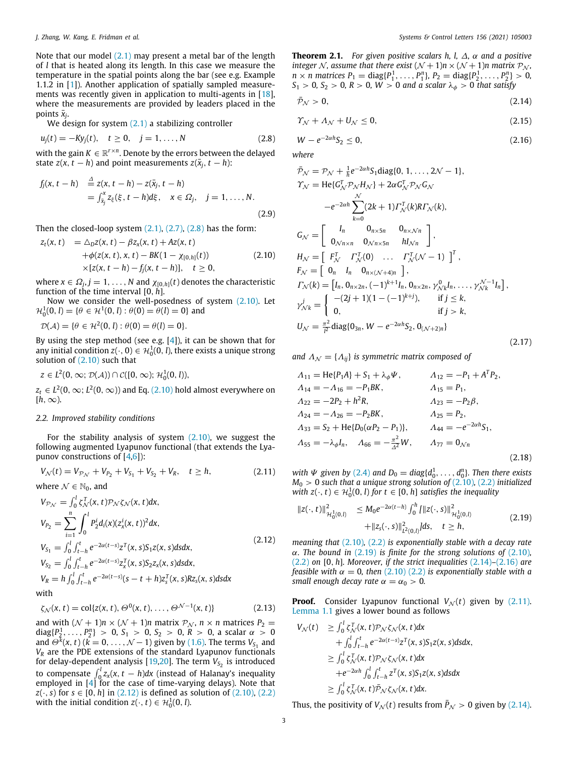Note that our model (2.1) may present a metal bar of the length of $l$ that is heated along its length. In this case we measure the temperature in the spatial points along the bar (see e.g. Example 1.1.2 in [1]). Another application of spatially sampled measurements was recently given in application to multi-agents in [18], where the measurements are provided by leaders placed in the points $\bar{x}_j$.

We design for system (2.1) a stabilizing controller

$$u_j(t) = -Ky_j(t), \quad t \geq 0, \quad j = 1, \ldots, N \tag{2.8}$$

with the gain $K \in \mathbb{R}^{r\times n}$. Denote by the errors between the delayed state $z(x, t-h)$ and point measurements $z(\bar{x}_j, t-h)$:

$$\begin{aligned} f_j(x, t-h) \quad &\overset{\Delta}{=} z(x, t-h) - z(\bar{x}_j, t-h) \\ &= \int_{\bar{x}_j}^{x} z_\xi(\xi, t-h)d\xi, \quad x \in \Omega_j, \quad j = 1, \ldots, N. \end{aligned} \tag{2.9}$$

Then the closed-loop system (2.1), (2.7), (2.8) has the form:

$$\begin{aligned} z_t(x, t) \quad &= \triangle_D z(x, t) - \beta z_x(x, t) + Az(x, t) \\ &\quad + \phi(z(x, t), x, t) - BK(1 - \chi_{[0,h]}(t)) \\ &\quad \times [z(x, t-h) - f_j(x, t-h)], \quad t \geq 0, \end{aligned} \tag{2.10}$$

where $x \in \Omega_j, j = 1, \ldots, N$ and $\chi_{[0,h]}(t)$ denotes the characteristic function of the time interval $[0, h]$.

Now we consider the well-posedness of system (2.10). Let $\mathcal{H}_0^1(0, l) = \{\theta \in \mathcal{H}^1(0, l) : \theta(0) = \theta(l) = 0\}$ and

$$\mathcal{D}(\mathcal{A}) = \{\theta \in \mathcal{H}^2(0, l) : \theta(0) = \theta(l) = 0\}.$$

By using the step method (see e.g. [4]), it can be shown that for any initial condition $z(\cdot, 0) \in \mathcal{H}_0^1(0, l)$, there exists a unique strong solution of (2.10) such that

$$z \in L^2(0, \infty; \mathcal{D}(\mathcal{A})) \cap \mathcal{C}([0, \infty); \mathcal{H}_0^1(0, l)),$$

$z_t \in L^2(0, \infty; L^2(0, \infty))$ and Eq. (2.10) hold almost everywhere on $[h, \infty)$.

### 2.2. Improved stability conditions

For the stability analysis of system (2.10), we suggest the following augmented Lyapunov functional (that extends the Lyapunov constructions of [4,6]):

$$V_{\mathcal{N}}(t) = V_{\mathcal{P}_{\mathcal{N}}} + V_{P_2} + V_{S_1} + V_{S_2} + V_R, \quad t \geq h, \tag{2.11}$$

where $\mathcal{N} \in \mathbb{N}_0$, and

$$\begin{aligned} V_{\mathcal{P}_{\mathcal{N}}} &= \int_0^l \zeta_{\mathcal{N}}^T(x, t)\mathcal{P}_{\mathcal{N}}\zeta_{\mathcal{N}}(x, t)dx, \\ V_{P_2} &= \sum_{i=1}^{n} \int_0^l P_2^i d_i(x)(z_x^i(x, t))^2 dx, \\ V_{S_1} &= \int_0^l \int_{t-h}^t e^{-2\alpha(t-s)} z^T(x, s)S_1 z(x, s)dsdx, \\ V_{S_2} &= \int_0^l \int_{t-h}^t e^{-2\alpha(t-s)} z_x^T(x, s)S_2 z_x(x, s)dsdx, \\ V_R &= h\int_0^l \int_{t-h}^t e^{-2\alpha(t-s)}(s-t+h)z_s^T(x, s)Rz_s(x, s)dsdx \end{aligned} \tag{2.12}$$

with

$$\zeta_{\mathcal{N}}(x, t) = \text{col}\{z(x, t), \Theta^0(x, t), \ldots, \Theta^{\mathcal{N}-1}(x, t)\} \tag{2.13}$$

and with $(\mathcal{N}+1)n \times (\mathcal{N}+1)n$ matrix $\mathcal{P}_{\mathcal{N}}$, $n \times n$ matrices $P_2 = \text{diag}\{P_2^1, \ldots, P_2^n\} > 0$, $S_1 > 0$, $S_2 > 0$, $R > 0$, a scalar $\alpha > 0$ and $\Theta^k(x, t)$ $(k = 0, \ldots, \mathcal{N}-1)$ given by (1.6). The terms $V_{S_1}$ and $V_R$ are the PDE extensions of the standard Lyapunov functionals for delay-dependent analysis [19,20]. The term $V_{S_2}$ is introduced to compensate $\int_0^l z_x(x, t-h)dx$ (instead of Halanay's inequality employed in [4] for the case of time-varying delays). Note that $z(\cdot, s)$ for $s \in [0, h]$ in (2.12) is defined as solution of (2.10), (2.2) with the initial condition $z(\cdot, t) \in \mathcal{H}_0^1(0, l)$.

**Theorem 2.1.** *For given positive scalars $h$, $l$, $\Delta$, $\alpha$ and a positive integer $\mathcal{N}$, assume that there exist $(\mathcal{N}+1)n \times (\mathcal{N}+1)n$ matrix $\mathcal{P}_{\mathcal{N}}$, $n \times n$ matrices $P_1 = \text{diag}\{P_1^1, \ldots, P_1^n\}$, $P_2 = \text{diag}\{P_2^1, \ldots, P_2^n\} > 0$, $S_1 > 0$, $S_2 > 0$, $R > 0$, $W > 0$ and a scalar $\lambda_\phi > 0$ that satisfy*

$$\bar{\mathcal{P}}_{\mathcal{N}} > 0, \tag{2.14}$$

$$\Upsilon_{\mathcal{N}} + \Lambda_{\mathcal{N}} + U_{\mathcal{N}} \leq 0, \tag{2.15}$$

$$W - e^{-2\alpha h}S_2 \leq 0, \tag{2.16}$$

*where*

$$\begin{aligned} \bar{\mathcal{P}}_{\mathcal{N}} &= \mathcal{P}_{\mathcal{N}} + \tfrac{1}{h}e^{-2\alpha h}S_1\text{diag}\{0, 1, \ldots, 2\mathcal{N}-1\}, \\ \Upsilon_{\mathcal{N}} &= \text{He}\{G_{\mathcal{N}}^T\mathcal{P}_{\mathcal{N}}H_{\mathcal{N}}\} + 2\alpha G_{\mathcal{N}}^T\mathcal{P}_{\mathcal{N}}G_{\mathcal{N}} \\ &\quad -e^{-2\alpha h}\sum_{k=0}^{\mathcal{N}}(2k+1)\Gamma_{\mathcal{N}}^T(k)R\Gamma_{\mathcal{N}}(k), \\ G_{\mathcal{N}} &= \begin{bmatrix} I_n & 0_{n\times 5n} & 0_{n\times \mathcal{N}n} \\ 0_{\mathcal{N}n\times n} & 0_{\mathcal{N}n\times 5n} & hI_{\mathcal{N}n} \end{bmatrix}, \\ H_{\mathcal{N}} &= \begin{bmatrix} F_{\mathcal{N}}^T & \Gamma_{\mathcal{N}}^T(0) & \ldots & \Gamma_{\mathcal{N}}^T(\mathcal{N}-1) \end{bmatrix}^T, \\ F_{\mathcal{N}} &= \begin{bmatrix} 0_n & I_n & 0_{n\times(\mathcal{N}+4)n} \end{bmatrix}, \\ \Gamma_{\mathcal{N}}(k) &= \left[I_n, 0_{n\times 2n}, (-1)^{k+1}I_n, 0_{n\times 2n}, \gamma_{\mathcal{N}k}^0 I_n, \ldots, \gamma_{\mathcal{N}k}^{\mathcal{N}-1}I_n\right], \\ \gamma_{\mathcal{N}k}^j &= \begin{cases} -(2j+1)(1-(-1)^{k+j}), & \text{if } j \leq k, \\ 0, & \text{if } j > k, \end{cases} \\ U_{\mathcal{N}} &= \tfrac{\pi^2}{l^2}\text{diag}\{0_{3n}, W - e^{-2\alpha h}S_2, 0_{(\mathcal{N}+2)n}\} \end{aligned} \tag{2.17}$$

*and $\Lambda_{\mathcal{N}} = \{\Lambda_{ij}\}$ is symmetric matrix composed of*

$$\begin{aligned} &\Lambda_{11} = \text{He}\{P_1 A\} + S_1 + \lambda_\phi \Psi, && \Lambda_{12} = -P_1 + A^T P_2, \\ &\Lambda_{14} = -\Lambda_{16} = -P_1 BK, && \Lambda_{15} = P_1, \\ &\Lambda_{22} = -2P_2 + h^2 R, && \Lambda_{23} = -P_2\beta, \\ &\Lambda_{24} = -\Lambda_{26} = -P_2 BK, && \Lambda_{25} = P_2, \\ &\Lambda_{33} = S_2 + \text{He}\{D_0(\alpha P_2 - P_1)\}, && \Lambda_{44} = -e^{-2\alpha h}S_1, \\ &\Lambda_{55} = -\lambda_\phi I_n, \quad \Lambda_{66} = -\tfrac{\pi^2}{\Delta^2}W, && \Lambda_{77} = 0_{\mathcal{N}n} \end{aligned} \tag{2.18}$$

*with $\Psi$ given by (2.4) and $D_0 = diag\{d_0^1, \ldots, d_0^n\}$. Then there exists $M_0 > 0$ such that a unique strong solution of (2.10), (2.2) initialized with $z(\cdot, t) \in \mathcal{H}_0^1(0, l)$ for $t \in [0, h]$ satisfies the inequality*

$$\begin{aligned} \|z(\cdot, t)\|^2_{\mathcal{H}_0^1(0,l)} \quad &\leq M_0 e^{-2\alpha(t-h)} \int_0^h [\|z(\cdot, s)\|^2_{\mathcal{H}_0^1(0,l)} \\ &\quad + \|z_s(\cdot, s)\|^2_{L^2(0,l)}]ds, \quad t \geq h, \end{aligned} \tag{2.19}$$

*meaning that (2.10), (2.2) is exponentially stable with a decay rate $\alpha$. The bound in (2.19) is finite for the strong solutions of (2.10), (2.2) on $[0, h]$. Moreover, if the strict inequalities (2.14)–(2.16) are feasible with $\alpha = 0$, then (2.10) (2.2) is exponentially stable with a small enough decay rate $\alpha = \alpha_0 > 0$.*

**Proof.** Consider Lyapunov functional $V_{\mathcal{N}}(t)$ given by (2.11). Lemma 1.1 gives a lower bound as follows

$$\begin{aligned} V_{\mathcal{N}}(t) \quad &\geq \int_0^l \zeta_{\mathcal{N}}^T(x, t)\mathcal{P}_{\mathcal{N}}\zeta_{\mathcal{N}}(x, t)dx \\ &\quad + \int_0^l \int_{t-h}^t e^{-2\alpha(t-s)}z^T(x, s)S_1 z(x, s)dsdx, \\ &\geq \int_0^l \zeta_{\mathcal{N}}^T(x, t)\mathcal{P}_{\mathcal{N}}\zeta_{\mathcal{N}}(x, t)dx \\ &\quad + e^{-2\alpha h}\int_0^l \int_{t-h}^t z^T(x, s)S_1 z(x, s)dsdx \\ &\geq \int_0^l \zeta_{\mathcal{N}}^T(x, t)\bar{\mathcal{P}}_{\mathcal{N}}\zeta_{\mathcal{N}}(x, t)dx. \end{aligned}$$

Thus, the positivity of $V_{\mathcal{N}}(t)$ results from $\bar{P}_{\mathcal{N}} > 0$ given by (2.14).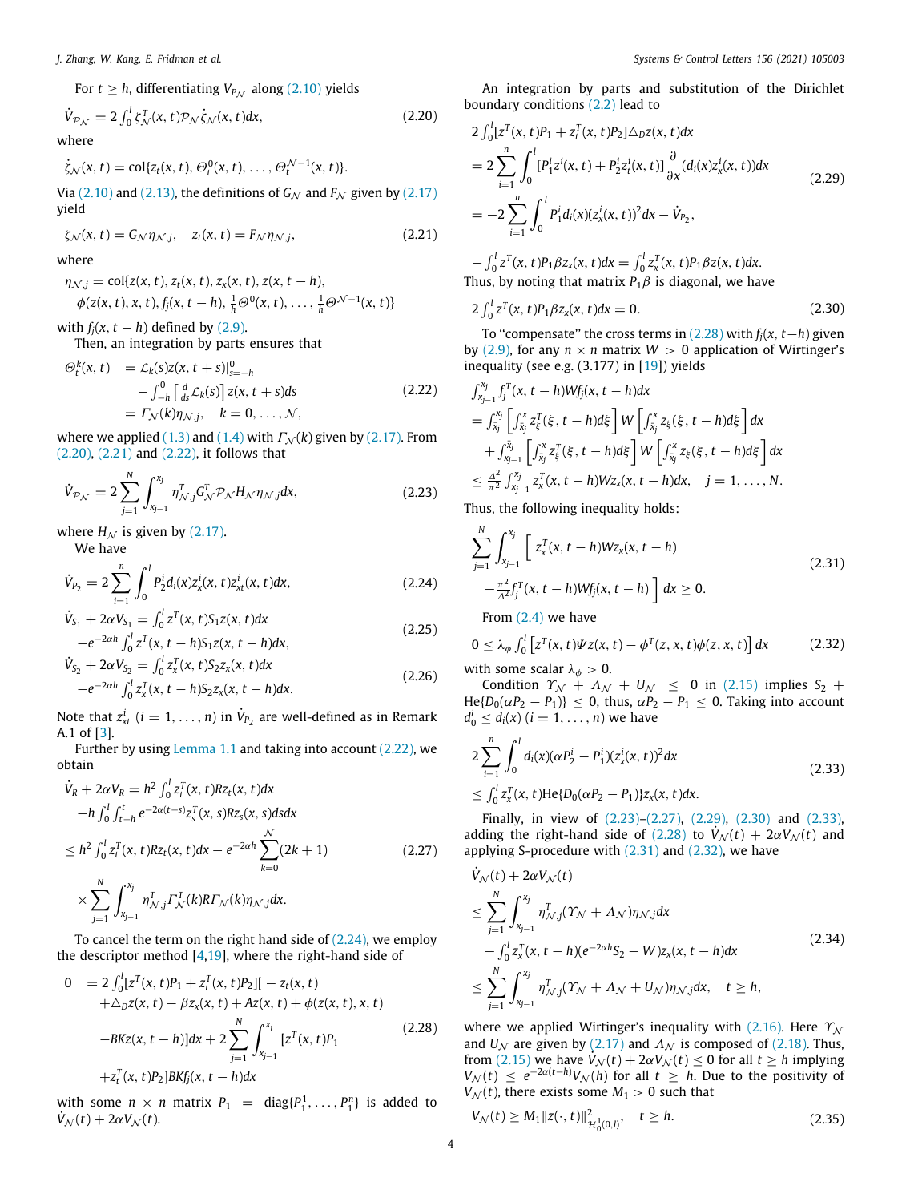For $t \geq h$, differentiating $V_{\mathcal{P}_\mathcal{N}}$ along (2.10) yields

$$\dot{V}_{\mathcal{P}_\mathcal{N}} = 2\int_0^l \zeta_\mathcal{N}^T(x,t)\mathcal{P}_\mathcal{N}\dot{\zeta}_\mathcal{N}(x,t)dx, \tag{2.20}$$

where

$$\dot{\zeta}_\mathcal{N}(x,t) = \text{col}\{z_t(x,t), \Theta_t^0(x,t), \ldots, \Theta_t^{\mathcal{N}-1}(x,t)\}.$$

Via (2.10) and (2.13), the definitions of $G_\mathcal{N}$ and $F_\mathcal{N}$ given by (2.17) yield

$$\zeta_\mathcal{N}(x,t) = G_\mathcal{N}\eta_{\mathcal{N},j}, \quad z_t(x,t) = F_\mathcal{N}\eta_{\mathcal{N},j}, \tag{2.21}$$

where

$$\begin{aligned}\eta_{\mathcal{N},j} = \text{col}\{&z(x,t), z_t(x,t), z_x(x,t), z(x,t-h),\\ &\phi(z(x,t),x,t), f_j(x,t-h), \tfrac{1}{h}\Theta^0(x,t), \ldots, \tfrac{1}{h}\Theta^{\mathcal{N}-1}(x,t)\}\end{aligned}$$

with $f_j(x,t-h)$ defined by (2.9).

Then, an integration by parts ensures that

$$\begin{aligned}\Theta_t^k(x,t) &= \mathcal{L}_k(s)z(x,t+s)|_{s=-h}^0\\ &\quad - \int_{-h}^0 \left[\tfrac{d}{ds}\mathcal{L}_k(s)\right] z(x,t+s)ds\\ &= \Gamma_\mathcal{N}(k)\eta_{\mathcal{N},j}, \quad k = 0,\ldots,\mathcal{N},\end{aligned} \tag{2.22}$$

where we applied (1.3) and (1.4) with $\Gamma_\mathcal{N}(k)$ given by (2.17). From (2.20), (2.21) and (2.22), it follows that

$$\dot{V}_{\mathcal{P}_\mathcal{N}} = 2\sum_{j=1}^N \int_{x_{j-1}}^{x_j} \eta_{\mathcal{N},j}^T G_\mathcal{N}^T \mathcal{P}_\mathcal{N} H_\mathcal{N}\eta_{\mathcal{N},j}dx, \tag{2.23}$$

where $H_\mathcal{N}$ is given by (2.17).

We have

$$\dot{V}_{P_2} = 2\sum_{i=1}^n \int_0^l P_2^i d_i(x) z_x^i(x,t) z_{xt}^i(x,t)dx, \tag{2.24}$$

$$\begin{aligned}\dot{V}_{S_1} + 2\alpha V_{S_1} &= \int_0^l z^T(x,t)S_1 z(x,t)dx\\ &\quad - e^{-2\alpha h}\int_0^l z^T(x,t-h)S_1 z(x,t-h)dx,\end{aligned} \tag{2.25}$$

$$\begin{aligned}\dot{V}_{S_2} + 2\alpha V_{S_2} &= \int_0^l z_x^T(x,t)S_2 z_x(x,t)dx\\ &\quad - e^{-2\alpha h}\int_0^l z_x^T(x,t-h)S_2 z_x(x,t-h)dx.\end{aligned} \tag{2.26}$$

Note that $z_{xt}^i$ $(i = 1,\ldots,n)$ in $\dot{V}_{P_2}$ are well-defined as in Remark A.1 of [3].

Further by using Lemma 1.1 and taking into account (2.22), we obtain

$$\begin{aligned}\dot{V}_R + 2\alpha V_R &= h^2\int_0^l z_t^T(x,t)Rz_t(x,t)dx\\ &\quad - h\int_0^l\int_{t-h}^t e^{-2\alpha(t-s)}z_s^T(x,s)Rz_s(x,s)dsdx\\ &\leq h^2\int_0^l z_t^T(x,t)Rz_t(x,t)dx - e^{-2\alpha h}\sum_{k=0}^{\mathcal{N}}(2k+1)\\ &\quad \times \sum_{j=1}^N \int_{x_{j-1}}^{x_j}\eta_{\mathcal{N},j}^T\Gamma_\mathcal{N}^T(k)R\Gamma_\mathcal{N}(k)\eta_{\mathcal{N},j}dx.\end{aligned} \tag{2.27}$$

To cancel the term on the right hand side of (2.24), we employ the descriptor method [4,19], where the right-hand side of

$$\begin{aligned}0 &= 2\int_0^l [z^T(x,t)P_1 + z_t^T(x,t)P_2][-z_t(x,t)\\ &\quad + \triangle_D z(x,t) - \beta z_x(x,t) + Az(x,t) + \phi(z(x,t),x,t)\\ &\quad - BKz(x,t-h)]dx + 2\sum_{j=1}^N\int_{x_{j-1}}^{x_j}[z^T(x,t)P_1\\ &\quad + z_t^T(x,t)P_2]BKf_j(x,t-h)dx\end{aligned} \tag{2.28}$$

with some $n\times n$ matrix $P_1 = \text{diag}\{P_1^1,\ldots,P_1^n\}$ is added to $\dot{V}_\mathcal{N}(t) + 2\alpha V_\mathcal{N}(t)$.

An integration by parts and substitution of the Dirichlet boundary conditions (2.2) lead to

$$\begin{aligned}&2\int_0^l [z^T(x,t)P_1 + z_t^T(x,t)P_2]\triangle_D z(x,t)dx\\ &= 2\sum_{i=1}^n\int_0^l [P_1^i z^i(x,t) + P_2^i z_t^i(x,t)]\frac{\partial}{\partial x}(d_i(x)z_x^i(x,t))dx\\ &= -2\sum_{i=1}^n\int_0^l P_1^i d_i(x)(z_x^i(x,t))^2dx - \dot{V}_{P_2},\end{aligned} \tag{2.29}$$

$$-\int_0^l z^T(x,t)P_1\beta z_x(x,t)dx = \int_0^l z_x^T(x,t)P_1\beta z(x,t)dx.$$

Thus, by noting that matrix $P_1\beta$ is diagonal, we have

$$2\int_0^l z^T(x,t)P_1\beta z_x(x,t)dx = 0. \tag{2.30}$$

To "compensate" the cross terms in (2.28) with $f_j(x,t-h)$ given by (2.9), for any $n\times n$ matrix $W > 0$ application of Wirtinger's inequality (see e.g. (3.177) in [19]) yields

$$\begin{aligned}&\int_{x_{j-1}}^{x_j} f_j^T(x,t-h)Wf_j(x,t-h)dx\\ &= \int_{\bar{x}_j}^{x_j}\left[\int_{\bar{x}_j}^x z_\xi^T(\xi,t-h)d\xi\right]W\left[\int_{\bar{x}_j}^x z_\xi(\xi,t-h)d\xi\right]dx\\ &\quad + \int_{x_{j-1}}^{\bar{x}_j}\left[\int_{\bar{x}_j}^x z_\xi^T(\xi,t-h)d\xi\right]W\left[\int_{\bar{x}_j}^x z_\xi(\xi,t-h)d\xi\right]dx\\ &\leq \frac{\Delta^2}{\pi^2}\int_{x_{j-1}}^{x_j} z_x^T(x,t-h)Wz_x(x,t-h)dx, \quad j = 1,\ldots,N.\end{aligned}$$

Thus, the following inequality holds:

$$\begin{aligned}\sum_{j=1}^N\int_{x_{j-1}}^{x_j}&\Big[z_x^T(x,t-h)Wz_x(x,t-h)\\ &-\tfrac{\pi^2}{\Delta^2}f_j^T(x,t-h)Wf_j(x,t-h)\Big]dx \geq 0.\end{aligned} \tag{2.31}$$

From (2.4) we have

$$0 \leq \lambda_\phi\int_0^l\left[z^T(x,t)\Psi z(x,t) - \phi^T(z,x,t)\phi(z,x,t)\right]dx \tag{2.32}$$

with some scalar $\lambda_\phi > 0$.

Condition $\Upsilon_\mathcal{N} + \Lambda_\mathcal{N} + U_\mathcal{N} \leq 0$ in (2.15) implies $S_2 + \text{He}\{D_0(\alpha P_2 - P_1)\} \leq 0$, thus, $\alpha P_2 - P_1 \leq 0$. Taking into account $d_0^i \leq d_i(x)$ $(i = 1,\ldots,n)$ we have

$$\begin{aligned}&2\sum_{i=1}^n\int_0^l d_i(x)(\alpha P_2^i - P_1^i)(z_x^i(x,t))^2dx\\ &\leq \int_0^l z_x^T(x,t)\text{He}\{D_0(\alpha P_2 - P_1)\}z_x(x,t)dx.\end{aligned} \tag{2.33}$$

Finally, in view of (2.23)–(2.27), (2.29), (2.30) and (2.33), adding the right-hand side of (2.28) to $\dot{V}_\mathcal{N}(t) + 2\alpha V_\mathcal{N}(t)$ and applying S-procedure with (2.31) and (2.32), we have

$$\begin{aligned}&\dot{V}_\mathcal{N}(t) + 2\alpha V_\mathcal{N}(t)\\ &\leq \sum_{j=1}^N\int_{x_{j-1}}^{x_j}\eta_{\mathcal{N},j}^T(\Upsilon_\mathcal{N} + \Lambda_\mathcal{N})\eta_{\mathcal{N},j}dx\\ &\quad - \int_0^l z_x^T(x,t-h)(e^{-2\alpha h}S_2 - W)z_x(x,t-h)dx\\ &\leq \sum_{j=1}^N\int_{x_{j-1}}^{x_j}\eta_{\mathcal{N},j}^T(\Upsilon_\mathcal{N} + \Lambda_\mathcal{N} + U_\mathcal{N})\eta_{\mathcal{N},j}dx, \quad t \geq h,\end{aligned} \tag{2.34}$$

where we applied Wirtinger's inequality with (2.16). Here $\Upsilon_\mathcal{N}$ and $U_\mathcal{N}$ are given by (2.17) and $\Lambda_\mathcal{N}$ is composed of (2.18). Thus, from (2.15) we have $\dot{V}_\mathcal{N}(t) + 2\alpha V_\mathcal{N}(t) \leq 0$ for all $t \geq h$ implying $V_\mathcal{N}(t) \leq e^{-2\alpha(t-h)}V_\mathcal{N}(h)$ for all $t \geq h$. Due to the positivity of $V_\mathcal{N}(t)$, there exists some $M_1 > 0$ such that

$$V_\mathcal{N}(t) \geq M_1\|z(\cdot,t)\|_{\mathcal{H}_0^1(0,l)}^2, \quad t \geq h. \tag{2.35}$$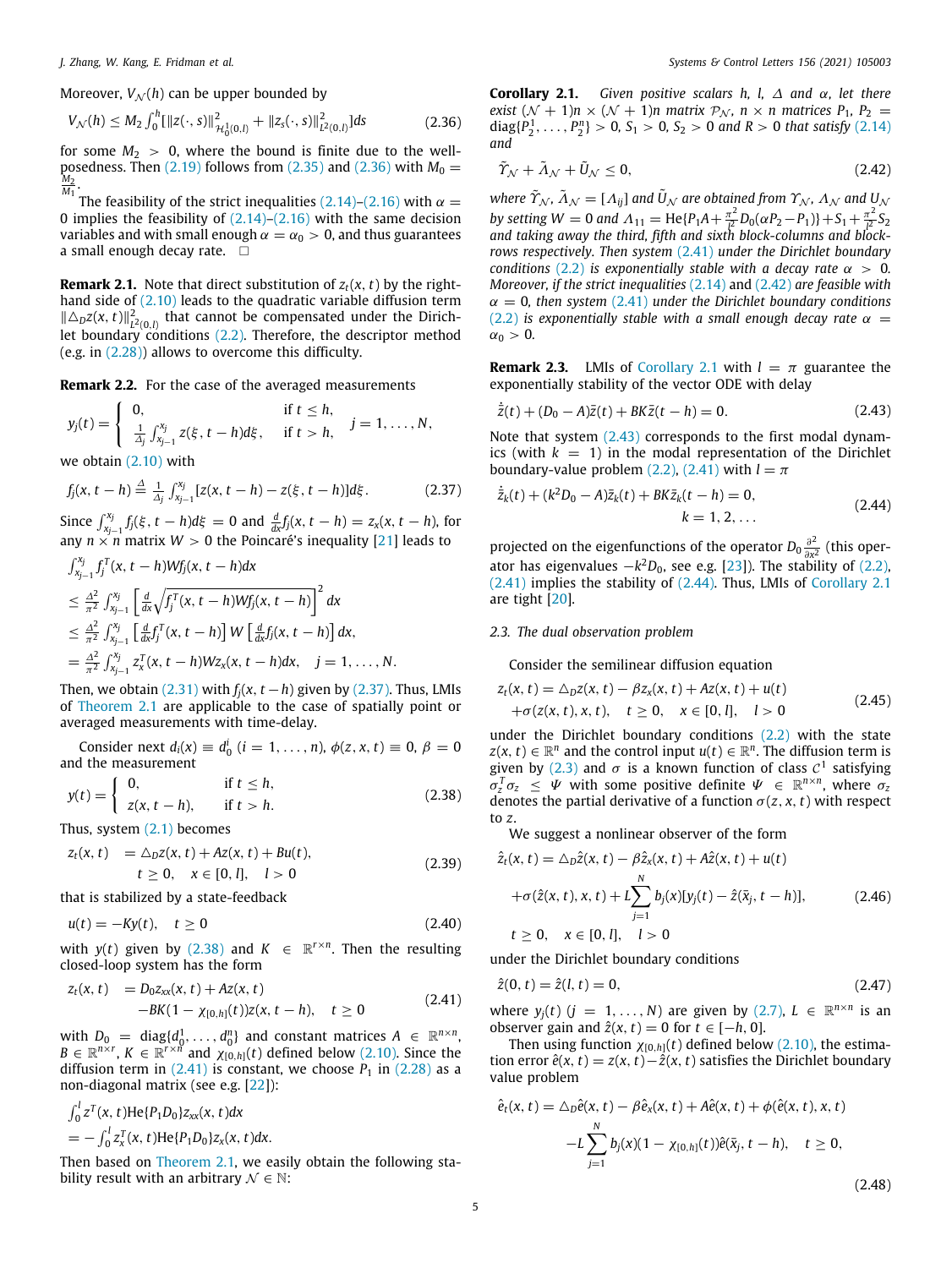Moreover, $V_{\mathcal{N}}(h)$ can be upper bounded by

$$V_{\mathcal{N}}(h) \leq M_2 \int_0^h [\|z(\cdot,s)\|^2_{\mathcal{H}_0^1(0,l)} + \|z_s(\cdot,s)\|^2_{L^2(0,l)}]ds \tag{2.36}$$

for some $M_2 > 0$, where the bound is finite due to the well-posedness. Then (2.19) follows from (2.35) and (2.36) with $M_0 = \frac{M_2}{M_1}$.

The feasibility of the strict inequalities (2.14)–(2.16) with $\alpha = 0$ implies the feasibility of (2.14)–(2.16) with the same decision variables and with small enough $\alpha = \alpha_0 > 0$, and thus guarantees a small enough decay rate. □

**Remark 2.1.** Note that direct substitution of $z_t(x,t)$ by the right-hand side of (2.10) leads to the quadratic variable diffusion term $\|\triangle_D z(x,t)\|^2_{L^2(0,l)}$ that cannot be compensated under the Dirichlet boundary conditions (2.2). Therefore, the descriptor method (e.g. in (2.28)) allows to overcome this difficulty.

**Remark 2.2.** For the case of the averaged measurements

$$y_j(t) = \begin{cases} 0, & \text{if } t \leq h, \\ \frac{1}{\Delta_j}\int_{x_{j-1}}^{x_j} z(\xi, t-h)d\xi, & \text{if } t > h, \end{cases} \quad j = 1,\ldots,N,$$

we obtain (2.10) with

$$f_j(x,t-h) \triangleq \frac{1}{\Delta_j}\int_{x_{j-1}}^{x_j}[z(x,t-h) - z(\xi,t-h)]d\xi. \tag{2.37}$$

Since $\int_{x_{j-1}}^{x_j} f_j(\xi,t-h)d\xi = 0$ and $\frac{d}{dx}f_j(x,t-h) = z_x(x,t-h)$, for any $n\times n$ matrix $W > 0$ the Poincaré's inequality [21] leads to

$$\begin{aligned}
&\int_{x_{j-1}}^{x_j} f_j^T(x,t-h)Wf_j(x,t-h)dx \\
&\leq \frac{\Delta^2}{\pi^2}\int_{x_{j-1}}^{x_j}\left[\frac{d}{dx}\sqrt{f_j^T(x,t-h)Wf_j(x,t-h)}\right]^2 dx \\
&\leq \frac{\Delta^2}{\pi^2}\int_{x_{j-1}}^{x_j}\left[\frac{d}{dx}f_j^T(x,t-h)\right]W\left[\frac{d}{dx}f_j(x,t-h)\right]dx, \\
&= \frac{\Delta^2}{\pi^2}\int_{x_{j-1}}^{x_j} z_x^T(x,t-h)Wz_x(x,t-h)dx, \quad j=1,\ldots,N.
\end{aligned}$$

Then, we obtain (2.31) with $f_j(x,t-h)$ given by (2.37). Thus, LMIs of Theorem 2.1 are applicable to the case of spatially point or averaged measurements with time-delay.

Consider next $d_i(x) \equiv d_0^i$ $(i=1,\ldots,n)$, $\phi(z,x,t) \equiv 0$, $\beta = 0$ and the measurement

$$y(t) = \begin{cases} 0, & \text{if } t \leq h, \\ z(x,t-h), & \text{if } t > h. \end{cases} \tag{2.38}$$

Thus, system (2.1) becomes

$$\begin{aligned} z_t(x,t) &= \triangle_D z(x,t) + Az(x,t) + Bu(t), \\ &\quad t \geq 0, \quad x \in [0,l], \quad l > 0 \end{aligned} \tag{2.39}$$

that is stabilized by a state-feedback

$$u(t) = -Ky(t), \quad t \geq 0 \tag{2.40}$$

with $y(t)$ given by (2.38) and $K \in \mathbb{R}^{r\times n}$. Then the resulting closed-loop system has the form

$$\begin{aligned} z_t(x,t) &= D_0 z_{xx}(x,t) + Az(x,t) \\ &\quad -BK(1-\chi_{[0,h]}(t))z(x,t-h), \quad t \geq 0 \end{aligned} \tag{2.41}$$

with $D_0 = \operatorname{diag}\{d_0^1,\ldots,d_0^n\}$ and constant matrices $A \in \mathbb{R}^{n\times n}$, $B \in \mathbb{R}^{n\times r}$, $K \in \mathbb{R}^{r\times n}$ and $\chi_{[0,h]}(t)$ defined below (2.10). Since the diffusion term in (2.41) is constant, we choose $P_1$ in (2.28) as a non-diagonal matrix (see e.g. [22]):

$$\begin{aligned}
&\int_0^l z^T(x,t)\text{He}\{P_1 D_0\}z_{xx}(x,t)dx \\
&= -\int_0^l z_x^T(x,t)\text{He}\{P_1 D_0\}z_x(x,t)dx.
\end{aligned}$$

Then based on Theorem 2.1, we easily obtain the following stability result with an arbitrary $\mathcal{N} \in \mathbb{N}$:

**Corollary 2.1.** *Given positive scalars $h$, $l$, $\Delta$ and $\alpha$, let there exist $(\mathcal{N}+1)n \times (\mathcal{N}+1)n$ matrix $\mathcal{P}_{\mathcal{N}}$, $n\times n$ matrices $P_1$, $P_2 = \operatorname{diag}\{P_2^1,\ldots,P_2^n\} > 0$, $S_1 > 0$, $S_2 > 0$ and $R > 0$ that satisfy (2.14) and*

$$\tilde{\Upsilon}_{\mathcal{N}} + \tilde{\Lambda}_{\mathcal{N}} + \tilde{U}_{\mathcal{N}} \leq 0, \tag{2.42}$$

*where $\tilde{\Upsilon}_{\mathcal{N}}$, $\tilde{\Lambda}_{\mathcal{N}} = [\Lambda_{ij}]$ and $\tilde{U}_{\mathcal{N}}$ are obtained from $\Upsilon_{\mathcal{N}}$, $\Lambda_{\mathcal{N}}$ and $U_{\mathcal{N}}$ by setting $W = 0$ and $\Lambda_{11} = \text{He}\{P_1 A + \frac{\pi^2}{l^2}D_0(\alpha P_2 - P_1)\} + S_1 + \frac{\pi^2}{l^2}S_2$ and taking away the third, fifth and sixth block-columns and block-rows respectively. Then system (2.41) under the Dirichlet boundary conditions (2.2) is exponentially stable with a decay rate $\alpha > 0$. Moreover, if the strict inequalities (2.14) and (2.42) are feasible with $\alpha = 0$, then system (2.41) under the Dirichlet boundary conditions (2.2) is exponentially stable with a small enough decay rate $\alpha = \alpha_0 > 0$.*

**Remark 2.3.** LMIs of Corollary 2.1 with $l = \pi$ guarantee the exponentially stability of the vector ODE with delay

$$\dot{\bar{z}}(t) + (D_0 - A)\bar{z}(t) + BK\bar{z}(t-h) = 0. \tag{2.43}$$

Note that system (2.43) corresponds to the first modal dynamics (with $k=1$) in the modal representation of the Dirichlet boundary-value problem (2.2), (2.41) with $l = \pi$

$$\begin{aligned} \dot{\bar{z}}_k(t) + (k^2 D_0 - A)\bar{z}_k(t) + BK\bar{z}_k(t-h) = 0, \\ k = 1,2,\ldots \end{aligned} \tag{2.44}$$

projected on the eigenfunctions of the operator $D_0\frac{\partial^2}{\partial x^2}$ (this operator has eigenvalues $-k^2 D_0$, see e.g. [23]). The stability of (2.2), (2.41) implies the stability of (2.44). Thus, LMIs of Corollary 2.1 are tight [20].

### 2.3. The dual observation problem

Consider the semilinear diffusion equation

$$\begin{aligned} z_t(x,t) &= \triangle_D z(x,t) - \beta z_x(x,t) + Az(x,t) + u(t) \\ &\quad + \sigma(z(x,t),x,t), \quad t \geq 0, \quad x \in [0,l], \quad l > 0 \end{aligned} \tag{2.45}$$

under the Dirichlet boundary conditions (2.2) with the state $z(x,t) \in \mathbb{R}^n$ and the control input $u(t) \in \mathbb{R}^n$. The diffusion term is given by (2.3) and $\sigma$ is a known function of class $\mathcal{C}^1$ satisfying $\sigma_z^T\sigma_z \leq \Psi$ with some positive definite $\Psi \in \mathbb{R}^{n\times n}$, where $\sigma_z$ denotes the partial derivative of a function $\sigma(z,x,t)$ with respect to $z$.

We suggest a nonlinear observer of the form

$$\begin{aligned}
\hat{z}_t(x,t) &= \triangle_D\hat{z}(x,t) - \beta\hat{z}_x(x,t) + A\hat{z}(x,t) + u(t) \\
&\quad + \sigma(\hat{z}(x,t),x,t) + L\sum_{j=1}^N b_j(x)[y_j(t) - \hat{z}(\bar{x}_j,t-h)], \\
&\quad t \geq 0, \quad x \in [0,l], \quad l > 0
\end{aligned} \tag{2.46}$$

under the Dirichlet boundary conditions

$$\hat{z}(0,t) = \hat{z}(l,t) = 0, \tag{2.47}$$

where $y_j(t)$ $(j=1,\ldots,N)$ are given by (2.7), $L \in \mathbb{R}^{n\times n}$ is an observer gain and $\hat{z}(x,t) = 0$ for $t \in [-h,0]$.

Then using function $\chi_{[0,h]}(t)$ defined below (2.10), the estimation error $\hat{e}(x,t) = z(x,t) - \hat{z}(x,t)$ satisfies the Dirichlet boundary value problem

$$\begin{aligned}
\hat{e}_t(x,t) &= \triangle_D\hat{e}(x,t) - \beta\hat{e}_x(x,t) + A\hat{e}(x,t) + \phi(\hat{e}(x,t),x,t) \\
&\quad - L\sum_{j=1}^N b_j(x)(1-\chi_{[0,h]}(t))\hat{e}(\bar{x}_j,t-h), \quad t \geq 0,
\end{aligned} \tag{2.48}$$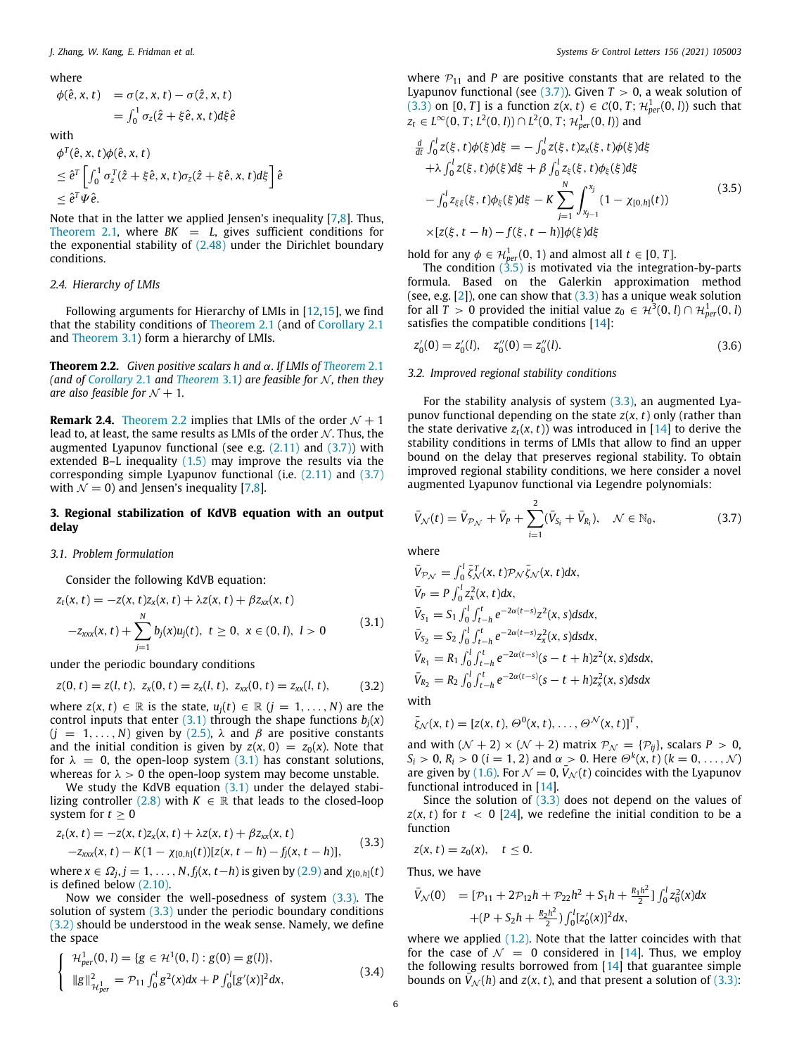where

$$
\begin{aligned}
\phi(\hat{e}, x, t) &= \sigma(z, x, t) - \sigma(\hat{z}, x, t) \\
&= \int_0^1 \sigma_z(\hat{z} + \xi\hat{e}, x, t) d\xi \hat{e}
\end{aligned}
$$

with

$$
\begin{aligned}
&\phi^T(\hat{e}, x, t)\phi(\hat{e}, x, t) \\
&\leq \hat{e}^T \left[ \int_0^1 \sigma_z^T(\hat{z} + \xi\hat{e}, x, t)\sigma_z(\hat{z} + \xi\hat{e}, x, t) d\xi \right] \hat{e} \\
&\leq \hat{e}^T \Psi \hat{e}.
\end{aligned}
$$

Note that in the latter we applied Jensen's inequality [7,8]. Thus, Theorem 2.1, where $BK = L$, gives sufficient conditions for the exponential stability of (2.48) under the Dirichlet boundary conditions.

### 2.4. Hierarchy of LMIs

Following arguments for Hierarchy of LMIs in [12,15], we find that the stability conditions of Theorem 2.1 (and of Corollary 2.1 and Theorem 3.1) form a hierarchy of LMIs.

**Theorem 2.2.** *Given positive scalars $h$ and $\alpha$. If LMIs of Theorem 2.1 (and of Corollary 2.1 and Theorem 3.1) are feasible for $\mathcal{N}$, then they are also feasible for $\mathcal{N} + 1$.*

**Remark 2.4.** Theorem 2.2 implies that LMIs of the order $\mathcal{N} + 1$ lead to, at least, the same results as LMIs of the order $\mathcal{N}$. Thus, the augmented Lyapunov functional (see e.g. (2.11) and (3.7)) with extended B–L inequality (1.5) may improve the results via the corresponding simple Lyapunov functional (i.e. (2.11) and (3.7) with $\mathcal{N} = 0$) and Jensen's inequality [7,8].

## 3. Regional stabilization of KdVB equation with an output delay

### 3.1. Problem formulation

Consider the following KdVB equation:

$$
\begin{aligned}
z_t(x, t) &= -z(x, t)z_x(x, t) + \lambda z(x, t) + \beta z_{xx}(x, t) \\
&\quad - z_{xxx}(x, t) + \sum_{j=1}^{N} b_j(x)u_j(t), \;\; t \geq 0, \;\; x \in (0, l), \;\; l > 0
\end{aligned} \tag{3.1}
$$

under the periodic boundary conditions

$$
z(0, t) = z(l, t), \;\; z_x(0, t) = z_x(l, t), \;\; z_{xx}(0, t) = z_{xx}(l, t), \tag{3.2}
$$

where $z(x, t) \in \mathbb{R}$ is the state, $u_j(t) \in \mathbb{R}$ ($j = 1, \ldots, N$) are the control inputs that enter (3.1) through the shape functions $b_j(x)$ ($j = 1, \ldots, N$) given by (2.5), $\lambda$ and $\beta$ are positive constants and the initial condition is given by $z(x, 0) = z_0(x)$. Note that for $\lambda = 0$, the open-loop system (3.1) has constant solutions, whereas for $\lambda > 0$ the open-loop system may become unstable.

We study the KdVB equation (3.1) under the delayed stabilizing controller (2.8) with $K \in \mathbb{R}$ that leads to the closed-loop system for $t \geq 0$

$$
\begin{aligned}
z_t(x, t) &= -z(x, t)z_x(x, t) + \lambda z(x, t) + \beta z_{xx}(x, t) \\
&\quad - z_{xxx}(x, t) - K(1 - \chi_{[0,h]}(t))[z(x, t - h) - f_j(x, t - h)],
\end{aligned} \tag{3.3}
$$

where $x \in \Omega_j, j = 1, \ldots, N, f_j(x, t-h)$ is given by (2.9) and $\chi_{[0,h]}(t)$ is defined below (2.10).

Now we consider the well-posedness of system (3.3). The solution of system (3.3) under the periodic boundary conditions (3.2) should be understood in the weak sense. Namely, we define the space

$$
\left\{
\begin{aligned}
&\mathcal{H}^1_{per}(0, l) = \{g \in \mathcal{H}^1(0, l) : g(0) = g(l)\}, \\
&\|g\|^2_{\mathcal{H}^1_{per}} = \mathcal{P}_{11} \int_0^l g^2(x)dx + P \int_0^l [g'(x)]^2 dx,
\end{aligned}
\right. \tag{3.4}
$$

where $\mathcal{P}_{11}$ and $P$ are positive constants that are related to the Lyapunov functional (see (3.7)). Given $T > 0$, a weak solution of (3.3) on $[0, T]$ is a function $z(x, t) \in \mathcal{C}(0, T; \mathcal{H}^1_{per}(0, l))$ such that $z_t \in L^\infty(0, T; L^2(0, l)) \cap L^2(0, T; \mathcal{H}^1_{per}(0, l))$ and

$$
\begin{aligned}
&\frac{d}{dt} \int_0^l z(\xi, t)\phi(\xi)d\xi = -\int_0^l z(\xi, t)z_x(\xi, t)\phi(\xi)d\xi \\
&+\lambda \int_0^l z(\xi, t)\phi(\xi)d\xi + \beta \int_0^l z_\xi(\xi, t)\phi_\xi(\xi)d\xi \\
&- \int_0^l z_{\xi\xi}(\xi, t)\phi_\xi(\xi)d\xi - K \sum_{j=1}^{N} \int_{x_{j-1}}^{x_j} (1 - \chi_{[0,h]}(t)) \\
&\times [z(\xi, t - h) - f(\xi, t - h)]\phi(\xi)d\xi
\end{aligned} \tag{3.5}
$$

hold for any $\phi \in \mathcal{H}^1_{per}(0, 1)$ and almost all $t \in [0, T]$.

The condition (3.5) is motivated via the integration-by-parts formula. Based on the Galerkin approximation method (see, e.g. [2]), one can show that (3.3) has a unique weak solution for all $T > 0$ provided the initial value $z_0 \in \mathcal{H}^3(0, l) \cap \mathcal{H}^1_{per}(0, l)$ satisfies the compatible conditions [14]:

$$
z_0'(0) = z_0'(l), \quad z_0''(0) = z_0''(l). \tag{3.6}
$$

### 3.2. Improved regional stability conditions

For the stability analysis of system (3.3), an augmented Lyapunov functional depending on the state $z(x, t)$ only (rather than the state derivative $z_t(x, t)$) was introduced in [14] to derive the stability conditions in terms of LMIs that allow to find an upper bound on the delay that preserves regional stability. To obtain improved regional stability conditions, we here consider a novel augmented Lyapunov functional via Legendre polynomials:

$$
\bar{V}_{\mathcal{N}}(t) = \bar{V}_{\mathcal{P}_{\mathcal{N}}} + \bar{V}_P + \sum_{i=1}^{2} (\bar{V}_{S_i} + \bar{V}_{R_i}), \quad \mathcal{N} \in \mathbb{N}_0, \tag{3.7}
$$

where

$$
\begin{aligned}
\bar{V}_{\mathcal{P}_{\mathcal{N}}} &= \int_0^l \bar{\zeta}^T_{\mathcal{N}}(x, t)\mathcal{P}_{\mathcal{N}}\bar{\zeta}_{\mathcal{N}}(x, t)dx, \\
\bar{V}_P &= P \int_0^l z_x^2(x, t)dx, \\
\bar{V}_{S_1} &= S_1 \int_0^l \int_{t-h}^t e^{-2\alpha(t-s)} z^2(x, s)dsdx, \\
\bar{V}_{S_2} &= S_2 \int_0^l \int_{t-h}^t e^{-2\alpha(t-s)} z_x^2(x, s)dsdx, \\
\bar{V}_{R_1} &= R_1 \int_0^l \int_{t-h}^t e^{-2\alpha(t-s)} (s - t + h) z^2(x, s)dsdx, \\
\bar{V}_{R_2} &= R_2 \int_0^l \int_{t-h}^t e^{-2\alpha(t-s)} (s - t + h) z_x^2(x, s)dsdx
\end{aligned}
$$

with

$$
\bar{\zeta}_{\mathcal{N}}(x, t) = [z(x, t), \Theta^0(x, t), \ldots, \Theta^{\mathcal{N}}(x, t)]^T,
$$

and with $(\mathcal{N} + 2) \times (\mathcal{N} + 2)$ matrix $\mathcal{P}_{\mathcal{N}} = \{\mathcal{P}_{ij}\}$, scalars $P > 0$, $S_i > 0$, $R_i > 0$ ($i = 1, 2$) and $\alpha > 0$. Here $\Theta^k(x, t)$ ($k = 0, \ldots, \mathcal{N}$) are given by (1.6). For $\mathcal{N} = 0$, $\bar{V}_{\mathcal{N}}(t)$ coincides with the Lyapunov functional introduced in [14].

Since the solution of (3.3) does not depend on the values of $z(x, t)$ for $t < 0$ [24], we redefine the initial condition to be a function

$$
z(x, t) = z_0(x), \quad t \leq 0.
$$

Thus, we have

$$
\begin{aligned}
\bar{V}_{\mathcal{N}}(0) &= [\mathcal{P}_{11} + 2\mathcal{P}_{12}h + \mathcal{P}_{22}h^2 + S_1 h + \tfrac{R_1 h^2}{2}] \int_0^l z_0^2(x)dx \\
&\quad + (P + S_2 h + \tfrac{R_2 h^2}{2}) \int_0^l [z_0'(x)]^2 dx,
\end{aligned}
$$

where we applied (1.2). Note that the latter coincides with that for the case of $\mathcal{N} = 0$ considered in [14]. Thus, we employ the following results borrowed from [14] that guarantee simple bounds on $\bar{V}_{\mathcal{N}}(h)$ and $z(x, t)$, and that present a solution of (3.3):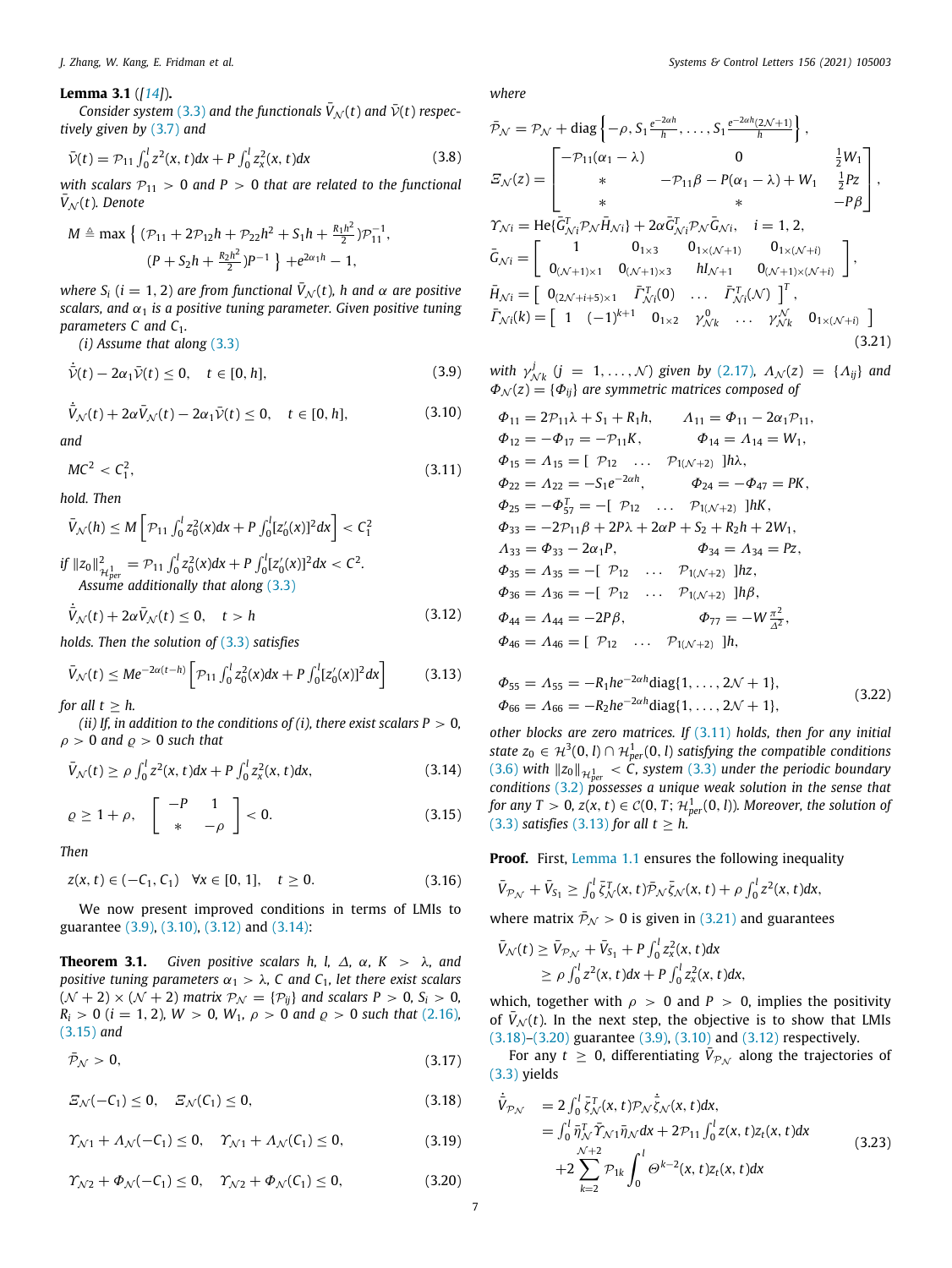**Lemma 3.1** ([14]). *Consider system (3.3) and the functionals $\bar{V}_{\mathcal{N}}(t)$ and $\bar{\mathcal{V}}(t)$ respectively given by (3.7) and*

$$\bar{\mathcal{V}}(t) = \mathcal{P}_{11}\int_0^l z^2(x,t)dx + P\int_0^l z_x^2(x,t)dx \tag{3.8}$$

*with scalars $\mathcal{P}_{11} > 0$ and $P > 0$ that are related to the functional $\bar{V}_{\mathcal{N}}(t)$. Denote*

$$M \triangleq \max\left\{ (\mathcal{P}_{11} + 2\mathcal{P}_{12}h + \mathcal{P}_{22}h^2 + S_1 h + \tfrac{R_1 h^2}{2})\mathcal{P}_{11}^{-1}, \right.$$
$$\left. (P + S_2 h + \tfrac{R_2 h^2}{2})P^{-1} \right\} + e^{2\alpha_1 h} - 1,$$

*where $S_i$ $(i = 1, 2)$ are from functional $\bar{V}_{\mathcal{N}}(t)$, $h$ and $\alpha$ are positive scalars, and $\alpha_1$ is a positive tuning parameter. Given positive tuning parameters $C$ and $C_1$.*

*(i) Assume that along (3.3)*

$$\dot{\bar{\mathcal{V}}}(t) - 2\alpha_1\bar{\mathcal{V}}(t) \le 0, \quad t \in [0, h], \tag{3.9}$$

$$\dot{\bar{V}}_{\mathcal{N}}(t) + 2\alpha\bar{V}_{\mathcal{N}}(t) - 2\alpha_1\bar{\mathcal{V}}(t) \le 0, \quad t \in [0, h], \tag{3.10}$$

*and*

$$MC^2 < C_1^2, \tag{3.11}$$

*hold. Then*

$$\bar{V}_{\mathcal{N}}(h) \le M\left[\mathcal{P}_{11}\int_0^l z_0^2(x)dx + P\int_0^l [z_0'(x)]^2 dx\right] < C_1^2$$

*if $\|z_0\|^2_{\mathcal{H}^1_{per}} = \mathcal{P}_{11}\int_0^l z_0^2(x)dx + P\int_0^l [z_0'(x)]^2 dx < C^2$.*

*Assume additionally that along (3.3)*

$$\dot{\bar{V}}_{\mathcal{N}}(t) + 2\alpha\bar{V}_{\mathcal{N}}(t) \le 0, \quad t > h \tag{3.12}$$

*holds. Then the solution of (3.3) satisfies*

$$\bar{V}_{\mathcal{N}}(t) \le Me^{-2\alpha(t-h)}\left[\mathcal{P}_{11}\int_0^l z_0^2(x)dx + P\int_0^l [z_0'(x)]^2 dx\right] \tag{3.13}$$

*for all $t \ge h$.*

*(ii) If, in addition to the conditions of (i), there exist scalars $P > 0$, $\rho > 0$ and $\varrho > 0$ such that*

$$\bar{V}_{\mathcal{N}}(t) \ge \rho\int_0^l z^2(x,t)dx + P\int_0^l z_x^2(x,t)dx, \tag{3.14}$$

$$\varrho \ge 1 + \rho, \quad \begin{bmatrix} -P & 1 \\ * & -\rho \end{bmatrix} < 0. \tag{3.15}$$

*Then*

$$z(x,t) \in (-C_1, C_1) \quad \forall x \in [0, 1], \quad t \ge 0. \tag{3.16}$$

We now present improved conditions in terms of LMIs to guarantee (3.9), (3.10), (3.12) and (3.14):

**Theorem 3.1.** *Given positive scalars $h$, $l$, $\Delta$, $\alpha$, $K > \lambda$, and positive tuning parameters $\alpha_1 > \lambda$, $C$ and $C_1$, let there exist scalars $(\mathcal{N}+2)\times(\mathcal{N}+2)$ matrix $\mathcal{P}_{\mathcal{N}} = \{\mathcal{P}_{ij}\}$ and scalars $P > 0$, $S_i > 0$, $R_i > 0$ $(i = 1, 2)$, $W > 0$, $W_1$, $\rho > 0$ and $\varrho > 0$ such that (2.16), (3.15) and*

$$\bar{\mathcal{P}}_{\mathcal{N}} > 0, \tag{3.17}$$

$$\Xi_{\mathcal{N}}(-C_1) \le 0, \quad \Xi_{\mathcal{N}}(C_1) \le 0, \tag{3.18}$$

$$\Upsilon_{\mathcal{N}1} + \Lambda_{\mathcal{N}}(-C_1) \le 0, \quad \Upsilon_{\mathcal{N}1} + \Lambda_{\mathcal{N}}(C_1) \le 0, \tag{3.19}$$

$$\Upsilon_{\mathcal{N}2} + \Phi_{\mathcal{N}}(-C_1) \le 0, \quad \Upsilon_{\mathcal{N}2} + \Phi_{\mathcal{N}}(C_1) \le 0, \tag{3.20}$$

*where*

$$\bar{\mathcal{P}}_{\mathcal{N}} = \mathcal{P}_{\mathcal{N}} + \text{diag}\left\{-\rho, S_1\tfrac{e^{-2\alpha h}}{h}, \ldots, S_1\tfrac{e^{-2\alpha h}(2\mathcal{N}+1)}{h}\right\},$$

$$\Xi_{\mathcal{N}}(z) = \begin{bmatrix} -\mathcal{P}_{11}(\alpha_1 - \lambda) & 0 & \frac{1}{2}W_1 \\ * & -\mathcal{P}_{11}\beta - P(\alpha_1 - \lambda) + W_1 & \frac{1}{2}Pz \\ * & * & -P\beta \end{bmatrix},$$

$$\Upsilon_{\mathcal{N}i} = \text{He}\{\bar{G}^T_{\mathcal{N}i}\mathcal{P}_{\mathcal{N}}\bar{H}_{\mathcal{N}i}\} + 2\alpha\bar{G}^T_{\mathcal{N}i}\mathcal{P}_{\mathcal{N}}\bar{G}_{\mathcal{N}i}, \quad i = 1, 2,$$

$$\bar{G}_{\mathcal{N}i} = \begin{bmatrix} 1 & 0_{1\times 3} & 0_{1\times(\mathcal{N}+1)} & 0_{1\times(\mathcal{N}+i)} \\ 0_{(\mathcal{N}+1)\times 1} & 0_{(\mathcal{N}+1)\times 3} & hI_{\mathcal{N}+1} & 0_{(\mathcal{N}+1)\times(\mathcal{N}+i)} \end{bmatrix},$$

$$\bar{H}_{\mathcal{N}i} = \begin{bmatrix} 0_{(2\mathcal{N}+i+5)\times 1} & \bar{\Gamma}^T_{\mathcal{N}i}(0) & \ldots & \bar{\Gamma}^T_{\mathcal{N}i}(\mathcal{N}) \end{bmatrix}^T,$$

$$\bar{\Gamma}_{\mathcal{N}i}(k) = \begin{bmatrix} 1 & (-1)^{k+1} & 0_{1\times 2} & \gamma^0_{\mathcal{N}k} & \ldots & \gamma^{\mathcal{N}}_{\mathcal{N}k} & 0_{1\times(\mathcal{N}+i)} \end{bmatrix} \tag{3.21}$$

*with $\gamma^j_{\mathcal{N}k}$ $(j = 1, \ldots, \mathcal{N})$ given by (2.17), $\Lambda_{\mathcal{N}}(z) = \{\Lambda_{ij}\}$ and $\Phi_{\mathcal{N}}(z) = \{\Phi_{ij}\}$ are symmetric matrices composed of*

$$\Phi_{11} = 2\mathcal{P}_{11}\lambda + S_1 + R_1 h, \qquad \Lambda_{11} = \Phi_{11} - 2\alpha_1\mathcal{P}_{11},$$
$$\Phi_{12} = -\Phi_{17} = -\mathcal{P}_{11}K, \qquad \Phi_{14} = \Lambda_{14} = W_1,$$
$$\Phi_{15} = \Lambda_{15} = [\, \mathcal{P}_{12} \ \ \ldots \ \ \mathcal{P}_{1(\mathcal{N}+2)} \,]h\lambda,$$
$$\Phi_{22} = \Lambda_{22} = -S_1 e^{-2\alpha h}, \qquad \Phi_{24} = -\Phi_{47} = PK,$$
$$\Phi_{25} = -\Phi^T_{57} = -[\, \mathcal{P}_{12} \ \ \ldots \ \ \mathcal{P}_{1(\mathcal{N}+2)} \,]hK,$$
$$\Phi_{33} = -2\mathcal{P}_{11}\beta + 2P\lambda + 2\alpha P + S_2 + R_2 h + 2W_1,$$
$$\Lambda_{33} = \Phi_{33} - 2\alpha_1 P, \qquad \Phi_{34} = \Lambda_{34} = Pz,$$
$$\Phi_{35} = \Lambda_{35} = -[\, \mathcal{P}_{12} \ \ \ldots \ \ \mathcal{P}_{1(\mathcal{N}+2)} \,]hz,$$
$$\Phi_{36} = \Lambda_{36} = -[\, \mathcal{P}_{12} \ \ \ldots \ \ \mathcal{P}_{1(\mathcal{N}+2)} \,]h\beta,$$
$$\Phi_{44} = \Lambda_{44} = -2P\beta, \qquad \Phi_{77} = -W\tfrac{\pi^2}{\Delta^2},$$
$$\Phi_{46} = \Lambda_{46} = [\, \mathcal{P}_{12} \ \ \ldots \ \ \mathcal{P}_{1(\mathcal{N}+2)} \,]h,$$

$$\begin{aligned} \Phi_{55} &= \Lambda_{55} = -R_1 he^{-2\alpha h}\text{diag}\{1, \ldots, 2\mathcal{N}+1\}, \\ \Phi_{66} &= \Lambda_{66} = -R_2 he^{-2\alpha h}\text{diag}\{1, \ldots, 2\mathcal{N}+1\}, \end{aligned} \tag{3.22}$$

*other blocks are zero matrices. If (3.11) holds, then for any initial state $z_0 \in \mathcal{H}^3(0,l) \cap \mathcal{H}^1_{per}(0,l)$ satisfying the compatible conditions (3.6) with $\|z_0\|_{\mathcal{H}^1_{per}} < C$, system (3.3) under the periodic boundary conditions (3.2) possesses a unique weak solution in the sense that for any $T > 0$, $z(x,t) \in \mathcal{C}(0,T;\mathcal{H}^1_{per}(0,l))$. Moreover, the solution of (3.3) satisfies (3.13) for all $t \ge h$.*

**Proof.** First, Lemma 1.1 ensures the following inequality

$$\bar{V}_{\mathcal{P}_{\mathcal{N}}} + \bar{V}_{S_1} \ge \int_0^l \bar{\zeta}^T_{\mathcal{N}}(x,t)\bar{\mathcal{P}}_{\mathcal{N}}\bar{\zeta}_{\mathcal{N}}(x,t)dx + \rho\int_0^l z^2(x,t)dx,$$

where matrix $\bar{\mathcal{P}}_{\mathcal{N}} > 0$ is given in (3.21) and guarantees

$$\begin{aligned} \bar{V}_{\mathcal{N}}(t) &\ge \bar{V}_{\mathcal{P}_{\mathcal{N}}} + \bar{V}_{S_1} + P\int_0^l z_x^2(x,t)dx \\ &\ge \rho\int_0^l z^2(x,t)dx + P\int_0^l z_x^2(x,t)dx, \end{aligned}$$

which, together with $\rho > 0$ and $P > 0$, implies the positivity of $\bar{V}_{\mathcal{N}}(t)$. In the next step, the objective is to show that LMIs (3.18)–(3.20) guarantee (3.9), (3.10) and (3.12) respectively.

For any $t \ge 0$, differentiating $\bar{V}_{\mathcal{P}_{\mathcal{N}}}$ along the trajectories of (3.3) yields

$$\begin{aligned} \dot{\bar{V}}_{\mathcal{P}_{\mathcal{N}}} &= 2\int_0^l \bar{\zeta}^T_{\mathcal{N}}(x,t)\mathcal{P}_{\mathcal{N}}\dot{\bar{\zeta}}_{\mathcal{N}}(x,t)dx, \\ &= \int_0^l \bar{\eta}^T_{\mathcal{N}}\bar{\Upsilon}_{\mathcal{N}1}\bar{\eta}_{\mathcal{N}}dx + 2\mathcal{P}_{11}\int_0^l z(x,t)z_t(x,t)dx \\ &\quad + 2\sum_{k=2}^{\mathcal{N}+2}\mathcal{P}_{1k}\int_0^l \Theta^{k-2}(x,t)z_t(x,t)dx \end{aligned} \tag{3.23}$$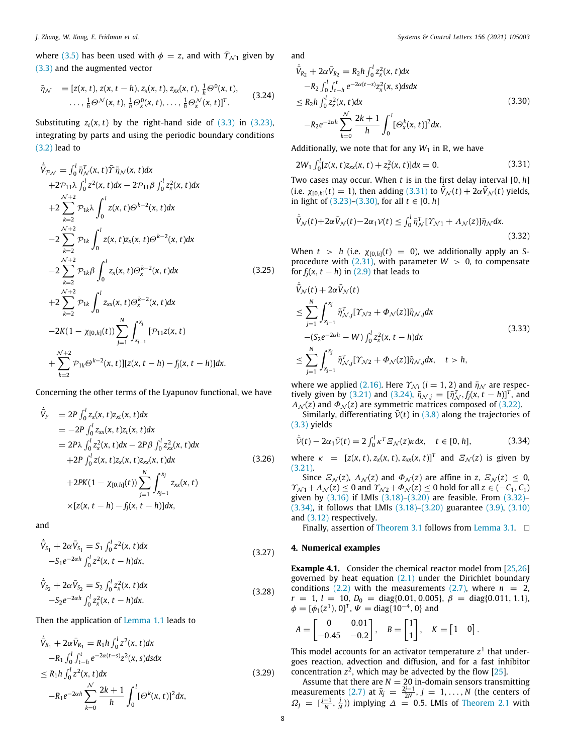where (3.5) has been used with $\phi = z$, and with $\bar{\Upsilon}_{\mathcal{N}1}$ given by (3.3) and the augmented vector

$$
\begin{aligned}
\bar{\eta}_{\mathcal{N}} \quad &= [z(x,t), z(x,t-h), z_x(x,t), z_{xx}(x,t), \tfrac{1}{h}\Theta^0(x,t), \\
&\quad \ldots, \tfrac{1}{h}\Theta^{\mathcal{N}}(x,t), \tfrac{1}{h}\Theta_x^0(x,t), \ldots, \tfrac{1}{h}\Theta_x^{\mathcal{N}}(x,t)]^T.
\end{aligned} \tag{3.24}
$$

Substituting $z_t(x,t)$ by the right-hand side of (3.3) in (3.23), integrating by parts and using the periodic boundary conditions (3.2) lead to

$$
\begin{aligned}
\dot{\bar{V}}_{\mathcal{P}_{\mathcal{N}}} &= \textstyle\int_0^l \bar{\eta}_{\mathcal{N}}^T(x,t)\bar{\Upsilon}\bar{\eta}_{\mathcal{N}}(x,t)dx \\
&+2\mathcal{P}_{11}\lambda \textstyle\int_0^l z^2(x,t)dx - 2\mathcal{P}_{11}\beta \int_0^l z_x^2(x,t)dx \\
&+2\sum_{k=2}^{\mathcal{N}+2} \mathcal{P}_{1k}\lambda \int_0^l z(x,t)\Theta^{k-2}(x,t)dx \\
&-2\sum_{k=2}^{\mathcal{N}+2} \mathcal{P}_{1k} \int_0^l z(x,t)z_x(x,t)\Theta^{k-2}(x,t)dx \\
&-2\sum_{k=2}^{\mathcal{N}+2} \mathcal{P}_{1k}\beta \int_0^l z_x(x,t)\Theta_x^{k-2}(x,t)dx \\
&+2\sum_{k=2}^{\mathcal{N}+2} \mathcal{P}_{1k} \int_0^l z_{xx}(x,t)\Theta_x^{k-2}(x,t)dx \\
&-2K(1-\chi_{[0,h]}(t))\sum_{j=1}^{N}\int_{x_{j-1}}^{x_j} [\mathcal{P}_{11}z(x,t) \\
&+\sum_{k=2}^{\mathcal{N}+2} \mathcal{P}_{1k}\Theta^{k-2}(x,t)][z(x,t-h) - f_j(x,t-h)]dx.
\end{aligned} \tag{3.25}
$$

Concerning the other terms of the Lyapunov functional, we have

$$
\begin{aligned}
\dot{\bar{V}}_P \quad &= 2P\textstyle\int_0^l z_x(x,t)z_{xt}(x,t)dx \\
&= -2P\textstyle\int_0^l z_{xx}(x,t)z_t(x,t)dx \\
&= 2P\lambda\textstyle\int_0^l z_x^2(x,t)dx - 2P\beta\int_0^l z_{xx}^2(x,t)dx \\
&\quad +2P\textstyle\int_0^l z(x,t)z_x(x,t)z_{xx}(x,t)dx \\
&\quad +2PK(1-\chi_{[0,h]}(t))\sum_{j=1}^{N}\int_{x_{j-1}}^{x_j} z_{xx}(x,t) \\
&\quad \times[z(x,t-h) - f_j(x,t-h)]dx,
\end{aligned} \tag{3.26}
$$

and

$$
\begin{aligned}
\dot{\bar{V}}_{S_1} + 2\alpha\bar{V}_{S_1} &= S_1\textstyle\int_0^l z^2(x,t)dx \\
&\quad -S_1e^{-2\alpha h}\textstyle\int_0^l z^2(x,t-h)dx,
\end{aligned} \tag{3.27}
$$

$$
\begin{aligned}
\dot{\bar{V}}_{S_2} + 2\alpha\bar{V}_{S_2} &= S_2\textstyle\int_0^l z_x^2(x,t)dx \\
&\quad -S_2e^{-2\alpha h}\textstyle\int_0^l z_x^2(x,t-h)dx.
\end{aligned} \tag{3.28}
$$

Then the application of Lemma 1.1 leads to

$$
\begin{aligned}
\dot{\bar{V}}_{R_1} + 2\alpha\bar{V}_{R_1} &= R_1h\textstyle\int_0^l z^2(x,t)dx \\
&\quad -R_1\textstyle\int_0^l\int_{t-h}^t e^{-2\alpha(t-s)}z^2(x,s)dsdx \\
&\le R_1h\textstyle\int_0^l z^2(x,t)dx \\
&\quad -R_1e^{-2\alpha h}\sum_{k=0}^{\mathcal{N}}\frac{2k+1}{h}\int_0^l [\Theta^k(x,t)]^2dx,
\end{aligned} \tag{3.29}
$$

and

$$
\begin{aligned}
\dot{\bar{V}}_{R_2} + 2\alpha\bar{V}_{R_2} &= R_2h\textstyle\int_0^l z_x^2(x,t)dx \\
&\quad -R_2\textstyle\int_0^l\int_{t-h}^t e^{-2\alpha(t-s)}z_x^2(x,s)dsdx \\
&\le R_2h\textstyle\int_0^l z_x^2(x,t)dx \\
&\quad -R_2e^{-2\alpha h}\sum_{k=0}^{\mathcal{N}}\frac{2k+1}{h}\int_0^l [\Theta_x^k(x,t)]^2dx.
\end{aligned} \tag{3.30}
$$

Additionally, we note that for any $W_1$ in $\mathbb{R}$, we have

$$
2W_1\textstyle\int_0^l [z(x,t)z_{xx}(x,t) + z_x^2(x,t)]dx = 0. \tag{3.31}
$$

Two cases may occur. When $t$ is in the first delay interval $[0,h]$ (i.e. $\chi_{[0,h]}(t) = 1$), then adding (3.31) to $\dot{\bar{V}}_{\mathcal{N}}(t) + 2\alpha\bar{V}_{\mathcal{N}}(t)$ yields, in light of (3.23)–(3.30), for all $t \in [0,h]$

$$
\dot{\bar{V}}_{\mathcal{N}}(t) + 2\alpha\bar{V}_{\mathcal{N}}(t) - 2\alpha_1\mathcal{V}(t) \le \textstyle\int_0^l \bar{\eta}_{\mathcal{N}}^T[\Upsilon_{\mathcal{N}1} + \Lambda_{\mathcal{N}}(z)]\bar{\eta}_{\mathcal{N}}dx. \tag{3.32}
$$

When $t > h$ (i.e. $\chi_{[0,h]}(t) = 0$), we additionally apply an S-procedure with (2.31), with parameter $W > 0$, to compensate for $f_j(x,t-h)$ in (2.9) that leads to

$$
\begin{aligned}
&\dot{\bar{V}}_{\mathcal{N}}(t) + 2\alpha\bar{V}_{\mathcal{N}}(t) \\
&\le \sum_{j=1}^{N}\int_{x_{j-1}}^{x_j} \tilde{\eta}_{\mathcal{N},j}^T[\Upsilon_{\mathcal{N}2} + \Phi_{\mathcal{N}}(z)]\tilde{\eta}_{\mathcal{N},j}dx \\
&\quad -(S_2e^{-2\alpha h} - W)\textstyle\int_0^l z_x^2(x,t-h)dx \\
&\le \sum_{j=1}^{N}\int_{x_{j-1}}^{x_j} \tilde{\eta}_{\mathcal{N},j}^T[\Upsilon_{\mathcal{N}2} + \Phi_{\mathcal{N}}(z)]\tilde{\eta}_{\mathcal{N},j}dx, \quad t > h,
\end{aligned} \tag{3.33}
$$

where we applied (2.16). Here $\Upsilon_{\mathcal{N}i}$ $(i = 1,2)$ and $\bar{\eta}_{\mathcal{N}}$ are respectively given by (3.21) and (3.24), $\tilde{\eta}_{\mathcal{N},j} = [\bar{\eta}_{\mathcal{N}}^T, f_j(x,t-h)]^T$, and $\Lambda_{\mathcal{N}}(z)$ and $\Phi_{\mathcal{N}}(z)$ are symmetric matrices composed of (3.22).

Similarly, differentiating $\bar{\mathcal{V}}(t)$ in (3.8) along the trajectories of (3.3) yields

$$
\dot{\bar{\mathcal{V}}}(t) - 2\alpha_1\bar{\mathcal{V}}(t) = 2\textstyle\int_0^l \kappa^T\Xi_{\mathcal{N}}(z)\kappa dx, \quad t \in [0,h], \tag{3.34}
$$

where $\kappa = [z(x,t), z_x(x,t), z_{xx}(x,t)]^T$ and $\Xi_{\mathcal{N}}(z)$ is given by (3.21).

Since $\Xi_{\mathcal{N}}(z)$, $\Lambda_{\mathcal{N}}(z)$ and $\Phi_{\mathcal{N}}(z)$ are affine in $z$, $\Xi_{\mathcal{N}}(z) \le 0$, $\Upsilon_{\mathcal{N}1} + \Lambda_{\mathcal{N}}(z) \le 0$ and $\Upsilon_{\mathcal{N}2} + \Phi_{\mathcal{N}}(z) \le 0$ hold for all $z \in (-C_1, C_1)$ given by (3.16) if LMIs (3.18)–(3.20) are feasible. From (3.32)–(3.34), it follows that LMIs (3.18)–(3.20) guarantee (3.9), (3.10) and (3.12) respectively.

Finally, assertion of Theorem 3.1 follows from Lemma 3.1. $\square$

## 4. Numerical examples

**Example 4.1.** Consider the chemical reactor model from [25,26] governed by heat equation (2.1) under the Dirichlet boundary conditions (2.2) with the measurements (2.7), where $n = 2$, $r = 1$, $l = 10$, $D_0 = \mathrm{diag}\{0.01, 0.005\}$, $\beta = \mathrm{diag}\{0.011, 1.1\}$, $\phi = [\phi_1(z^1), 0]^T$, $\Psi = \mathrm{diag}\{10^{-4}, 0\}$ and

$$
A = \begin{bmatrix} 0 & 0.01 \\ -0.45 & -0.2 \end{bmatrix}, \quad B = \begin{bmatrix} 1 \\ 1 \end{bmatrix}, \quad K = \begin{bmatrix} 1 & 0 \end{bmatrix}.
$$

This model accounts for an activator temperature $z^1$ that undergoes reaction, advection and diffusion, and for a fast inhibitor concentration $z^2$, which may be advected by the flow [25].

Assume that there are $N = 20$ in-domain sensors transmitting measurements (2.7) at $\bar{x}_j = \frac{2j-1}{2N}$, $j = 1, \ldots, N$ (the centers of $\Omega_j = [\frac{j-1}{N}, \frac{j}{N})$) implying $\Delta = 0.5$. LMIs of Theorem 2.1 with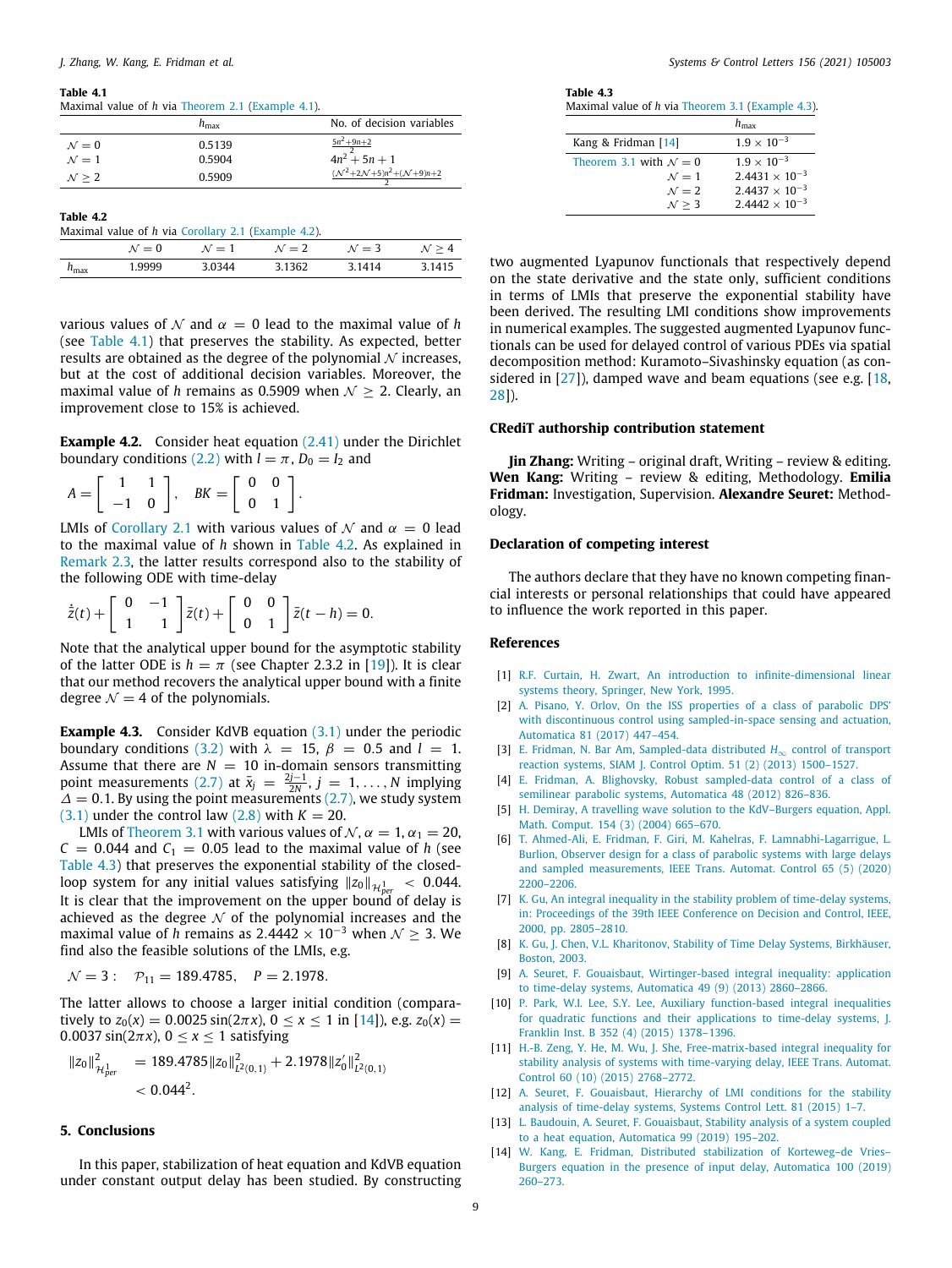**Table 4.1**
Maximal value of $h$ via Theorem 2.1 (Example 4.1).

| | $h_{\max}$ | No. of decision variables |
|---|---|---|
| $\mathcal{N}=0$ | 0.5139 | $\frac{5n^2+9n+2}{2}$ |
| $\mathcal{N}=1$ | 0.5904 | $4n^2+5n+1$ |
| $\mathcal{N}\geq 2$ | 0.5909 | $\frac{(\mathcal{N}^2+2\mathcal{N}+5)n^2+(\mathcal{N}+9)n+2}{2}$ |

**Table 4.2**
Maximal value of $h$ via Corollary 2.1 (Example 4.2).

| | $\mathcal{N}=0$ | $\mathcal{N}=1$ | $\mathcal{N}=2$ | $\mathcal{N}=3$ | $\mathcal{N}\geq 4$ |
|---|---|---|---|---|---|
| $h_{\max}$ | 1.9999 | 3.0344 | 3.1362 | 3.1414 | 3.1415 |

various values of $\mathcal{N}$ and $\alpha=0$ lead to the maximal value of $h$ (see Table 4.1) that preserves the stability. As expected, better results are obtained as the degree of the polynomial $\mathcal{N}$ increases, but at the cost of additional decision variables. Moreover, the maximal value of $h$ remains as 0.5909 when $\mathcal{N}\geq 2$. Clearly, an improvement close to 15% is achieved.

**Example 4.2.** Consider heat equation (2.41) under the Dirichlet boundary conditions (2.2) with $l=\pi$, $D_0=I_2$ and

$$A=\begin{bmatrix} 1 & 1 \\ -1 & 0 \end{bmatrix}, \quad BK=\begin{bmatrix} 0 & 0 \\ 0 & 1 \end{bmatrix}.$$

LMIs of Corollary 2.1 with various values of $\mathcal{N}$ and $\alpha=0$ lead to the maximal value of $h$ shown in Table 4.2. As explained in Remark 2.3, the latter results correspond also to the stability of the following ODE with time-delay

$$\dot{\bar{z}}(t)+\begin{bmatrix} 0 & -1 \\ 1 & 1 \end{bmatrix}\bar{z}(t)+\begin{bmatrix} 0 & 0 \\ 0 & 1 \end{bmatrix}\bar{z}(t-h)=0.$$

Note that the analytical upper bound for the asymptotic stability of the latter ODE is $h=\pi$ (see Chapter 2.3.2 in [19]). It is clear that our method recovers the analytical upper bound with a finite degree $\mathcal{N}=4$ of the polynomials.

**Example 4.3.** Consider KdVB equation (3.1) under the periodic boundary conditions (3.2) with $\lambda=15$, $\beta=0.5$ and $l=1$. Assume that there are $N=10$ in-domain sensors transmitting point measurements (2.7) at $\bar{x}_j=\frac{2j-1}{2N}$, $j=1,\ldots,N$ implying $\Delta=0.1$. By using the point measurements (2.7), we study system (3.1) under the control law (2.8) with $K=20$.

LMIs of Theorem 3.1 with various values of $\mathcal{N}$, $\alpha=1$, $\alpha_1=20$, $C=0.044$ and $C_1=0.05$ lead to the maximal value of $h$ (see Table 4.3) that preserves the exponential stability of the closed-loop system for any initial values satisfying $\|z_0\|_{\mathcal{H}^1_{per}}<0.044$. It is clear that the improvement on the upper bound of delay is achieved as the degree $\mathcal{N}$ of the polynomial increases and the maximal value of $h$ remains as $2.4442\times 10^{-3}$ when $\mathcal{N}\geq 3$. We find also the feasible solutions of the LMIs, e.g.

$$\mathcal{N}=3: \quad \mathcal{P}_{11}=189.4785, \quad P=2.1978.$$

The latter allows to choose a larger initial condition (comparatively to $z_0(x)=0.0025\sin(2\pi x)$, $0\leq x\leq 1$ in [14]), e.g. $z_0(x)=0.0037\sin(2\pi x)$, $0\leq x\leq 1$ satisfying

$$\begin{aligned}\|z_0\|^2_{\mathcal{H}^1_{per}} &= 189.4785\|z_0\|^2_{L^2(0,1)}+2.1978\|z_0'\|^2_{L^2(0,1)} \\ &< 0.044^2.\end{aligned}$$

**Table 4.3**
Maximal value of $h$ via Theorem 3.1 (Example 4.3).

| | $h_{\max}$ |
|---|---|
| Kang & Fridman [14] | $1.9\times 10^{-3}$ |
| Theorem 3.1 with $\mathcal{N}=0$ | $1.9\times 10^{-3}$ |
| $\mathcal{N}=1$ | $2.4431\times 10^{-3}$ |
| $\mathcal{N}=2$ | $2.4437\times 10^{-3}$ |
| $\mathcal{N}\geq 3$ | $2.4442\times 10^{-3}$ |

## 5. Conclusions

In this paper, stabilization of heat equation and KdVB equation under constant output delay has been studied. By constructing two augmented Lyapunov functionals that respectively depend on the state derivative and the state only, sufficient conditions in terms of LMIs that preserve the exponential stability have been derived. The resulting LMI conditions show improvements in numerical examples. The suggested augmented Lyapunov functionals can be used for delayed control of various PDEs via spatial decomposition method: Kuramoto–Sivashinsky equation (as considered in [27]), damped wave and beam equations (see e.g. [18, 28]).

## CRediT authorship contribution statement

**Jin Zhang:** Writing – original draft, Writing – review & editing. **Wen Kang:** Writing – review & editing, Methodology. **Emilia Fridman:** Investigation, Supervision. **Alexandre Seuret:** Methodology.

## Declaration of competing interest

The authors declare that they have no known competing financial interests or personal relationships that could have appeared to influence the work reported in this paper.

## References

[1] R.F. Curtain, H. Zwart, An introduction to infinite-dimensional linear systems theory, Springer, New York, 1995.

[2] A. Pisano, Y. Orlov, On the ISS properties of a class of parabolic DPS' with discontinuous control using sampled-in-space sensing and actuation, Automatica 81 (2017) 447–454.

[3] E. Fridman, N. Bar Am, Sampled-data distributed $H_\infty$ control of transport reaction systems, SIAM J. Control Optim. 51 (2) (2013) 1500–1527.

[4] E. Fridman, A. Blighovsky, Robust sampled-data control of a class of semilinear parabolic systems, Automatica 48 (2012) 826–836.

[5] H. Demiray, A travelling wave solution to the KdV–Burgers equation, Appl. Math. Comput. 154 (3) (2004) 665–670.

[6] T. Ahmed-Ali, E. Fridman, F. Giri, M. Kahelras, F. Lamnabhi-Lagarrigue, L. Burlion, Observer design for a class of parabolic systems with large delays and sampled measurements, IEEE Trans. Automat. Control 65 (5) (2020) 2200–2206.

[7] K. Gu, An integral inequality in the stability problem of time-delay systems, in: Proceedings of the 39th IEEE Conference on Decision and Control, IEEE, 2000, pp. 2805–2810.

[8] K. Gu, J. Chen, V.L. Kharitonov, Stability of Time Delay Systems, Birkhäuser, Boston, 2003.

[9] A. Seuret, F. Gouaisbaut, Wirtinger-based integral inequality: application to time-delay systems, Automatica 49 (9) (2013) 2860–2866.

[10] P. Park, W.I. Lee, S.Y. Lee, Auxiliary function-based integral inequalities for quadratic functions and their applications to time-delay systems, J. Franklin Inst. B 352 (4) (2015) 1378–1396.

[11] H.-B. Zeng, Y. He, M. Wu, J. She, Free-matrix-based integral inequality for stability analysis of systems with time-varying delay, IEEE Trans. Automat. Control 60 (10) (2015) 2768–2772.

[12] A. Seuret, F. Gouaisbaut, Hierarchy of LMI conditions for the stability analysis of time-delay systems, Systems Control Lett. 81 (2015) 1–7.

[13] L. Baudouin, A. Seuret, F. Gouaisbaut, Stability analysis of a system coupled to a heat equation, Automatica 99 (2019) 195–202.

[14] W. Kang, E. Fridman, Distributed stabilization of Korteweg–de Vries–Burgers equation in the presence of input delay, Automatica 100 (2019) 260–273.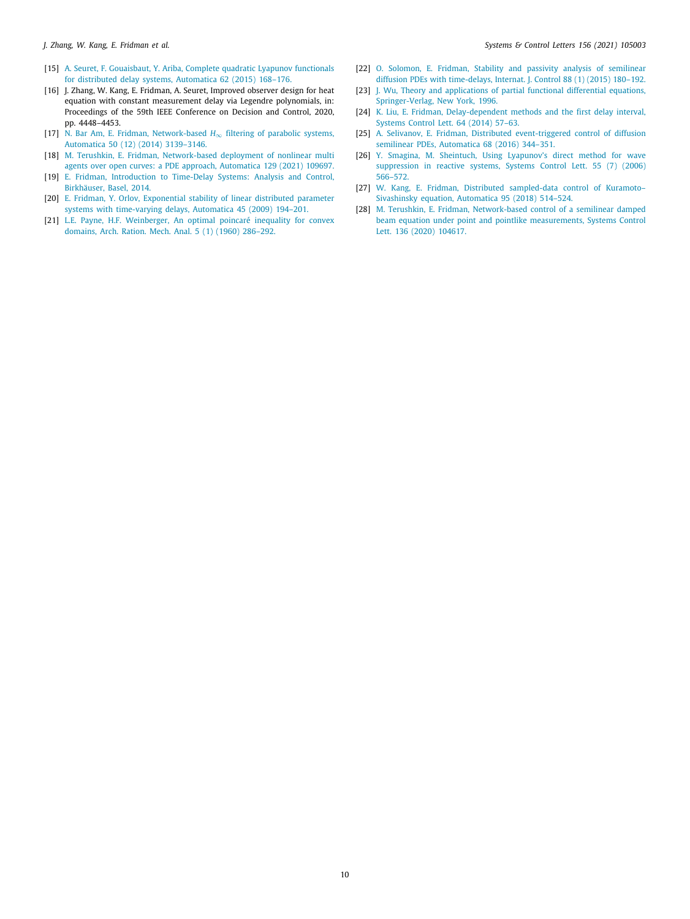[15] A. Seuret, F. Gouaisbaut, Y. Ariba, Complete quadratic Lyapunov functionals for distributed delay systems, Automatica 62 (2015) 168–176.

[16] J. Zhang, W. Kang, E. Fridman, A. Seuret, Improved observer design for heat equation with constant measurement delay via Legendre polynomials, in: Proceedings of the 59th IEEE Conference on Decision and Control, 2020, pp. 4448–4453.

[17] N. Bar Am, E. Fridman, Network-based $H_\infty$ filtering of parabolic systems, Automatica 50 (12) (2014) 3139–3146.

[18] M. Terushkin, E. Fridman, Network-based deployment of nonlinear multi agents over open curves: a PDE approach, Automatica 129 (2021) 109697.

[19] E. Fridman, Introduction to Time-Delay Systems: Analysis and Control, Birkhäuser, Basel, 2014.

[20] E. Fridman, Y. Orlov, Exponential stability of linear distributed parameter systems with time-varying delays, Automatica 45 (2009) 194–201.

[21] L.E. Payne, H.F. Weinberger, An optimal poincaré inequality for convex domains, Arch. Ration. Mech. Anal. 5 (1) (1960) 286–292.

[22] O. Solomon, E. Fridman, Stability and passivity analysis of semilinear diffusion PDEs with time-delays, Internat. J. Control 88 (1) (2015) 180–192.

[23] J. Wu, Theory and applications of partial functional differential equations, Springer-Verlag, New York, 1996.

[24] K. Liu, E. Fridman, Delay-dependent methods and the first delay interval, Systems Control Lett. 64 (2014) 57–63.

[25] A. Selivanov, E. Fridman, Distributed event-triggered control of diffusion semilinear PDEs, Automatica 68 (2016) 344–351.

[26] Y. Smagina, M. Sheintuch, Using Lyapunov's direct method for wave suppression in reactive systems, Systems Control Lett. 55 (7) (2006) 566–572.

[27] W. Kang, E. Fridman, Distributed sampled-data control of Kuramoto–Sivashinsky equation, Automatica 95 (2018) 514–524.

[28] M. Terushkin, E. Fridman, Network-based control of a semilinear damped beam equation under point and pointlike measurements, Systems Control Lett. 136 (2020) 104617.